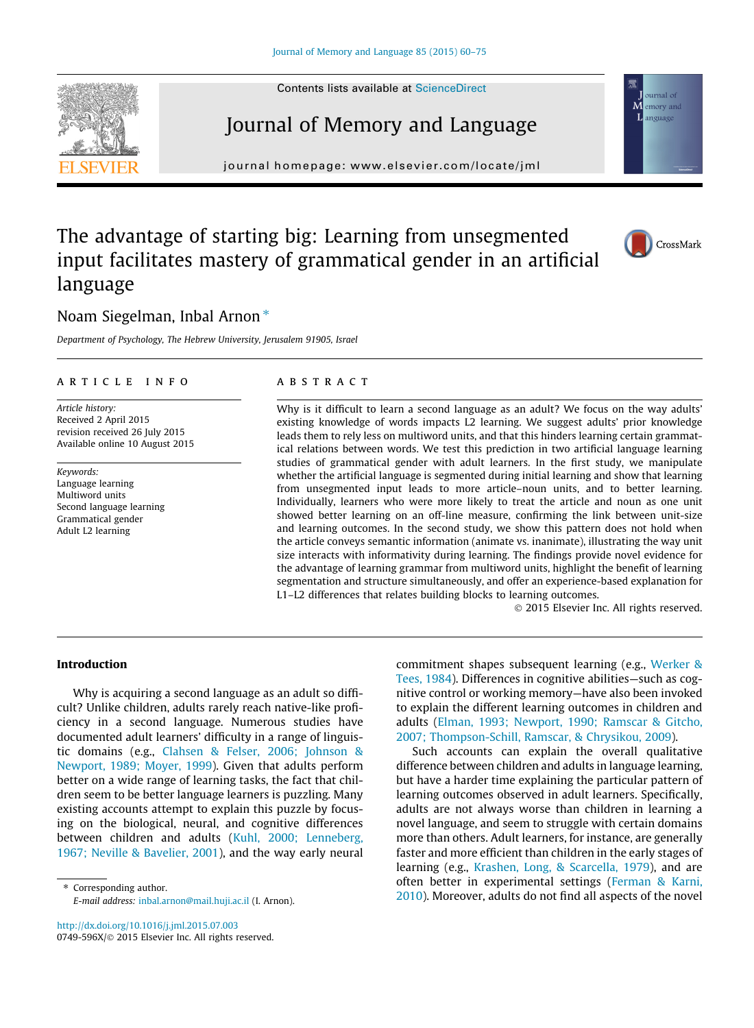# The advantage of starting big: Learning from unsegmented input facilitates mastery of grammatical gender in an artificial language

Noam Siegelman, Inbal Arnon *

*Department of Psychology, The Hebrew University, Jerusalem 91905, Israel*

## ARTICLE INFO

*Article history:*
Received 2 April 2015
revision received 26 July 2015
Available online 10 August 2015

*Keywords:*
Language learning
Multiword units
Second language learning
Grammatical gender
Adult L2 learning

## ABSTRACT

Why is it difficult to learn a second language as an adult? We focus on the way adults' existing knowledge of words impacts L2 learning. We suggest adults' prior knowledge leads them to rely less on multiword units, and that this hinders learning certain grammatical relations between words. We test this prediction in two artificial language learning studies of grammatical gender with adult learners. In the first study, we manipulate whether the artificial language is segmented during initial learning and show that learning from unsegmented input leads to more article–noun units, and to better learning. Individually, learners who were more likely to treat the article and noun as one unit showed better learning on an off-line measure, confirming the link between unit-size and learning outcomes. In the second study, we show this pattern does not hold when the article conveys semantic information (animate vs. inanimate), illustrating the way unit size interacts with informativity during learning. The findings provide novel evidence for the advantage of learning grammar from multiword units, highlight the benefit of learning segmentation and structure simultaneously, and offer an experience-based explanation for L1–L2 differences that relates building blocks to learning outcomes.

© 2015 Elsevier Inc. All rights reserved.

## Introduction

Why is acquiring a second language as an adult so difficult? Unlike children, adults rarely reach native-like proficiency in a second language. Numerous studies have documented adult learners' difficulty in a range of linguistic domains (e.g., Clahsen & Felser, 2006; Johnson & Newport, 1989; Moyer, 1999). Given that adults perform better on a wide range of learning tasks, the fact that children seem to be better language learners is puzzling. Many existing accounts attempt to explain this puzzle by focusing on the biological, neural, and cognitive differences between children and adults (Kuhl, 2000; Lenneberg, 1967; Neville & Bavelier, 2001), and the way early neural commitment shapes subsequent learning (e.g., Werker & Tees, 1984). Differences in cognitive abilities—such as cognitive control or working memory—have also been invoked to explain the different learning outcomes in children and adults (Elman, 1993; Newport, 1990; Ramscar & Gitcho, 2007; Thompson-Schill, Ramscar, & Chrysikou, 2009).

Such accounts can explain the overall qualitative difference between children and adults in language learning, but have a harder time explaining the particular pattern of learning outcomes observed in adult learners. Specifically, adults are not always worse than children in learning a novel language, and seem to struggle with certain domains more than others. Adult learners, for instance, are generally faster and more efficient than children in the early stages of learning (e.g., Krashen, Long, & Scarcella, 1979), and are often better in experimental settings (Ferman & Karni, 2010). Moreover, adults do not find all aspects of the novel

* Corresponding author.
E-mail address: inbal.arnon@mail.huji.ac.il (I. Arnon).

http://dx.doi.org/10.1016/j.jml.2015.07.003
0749-596X/© 2015 Elsevier Inc. All rights reserved.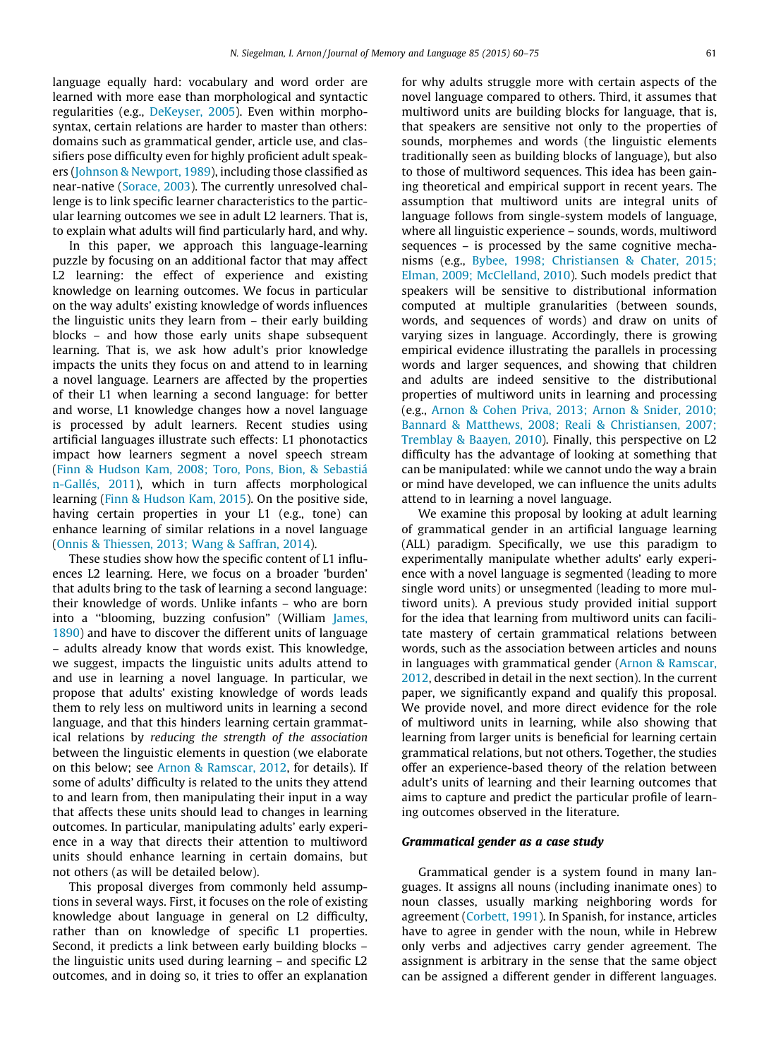language equally hard: vocabulary and word order are learned with more ease than morphological and syntactic regularities (e.g., DeKeyser, 2005). Even within morphosyntax, certain relations are harder to master than others: domains such as grammatical gender, article use, and classifiers pose difficulty even for highly proficient adult speakers (Johnson & Newport, 1989), including those classified as near-native (Sorace, 2003). The currently unresolved challenge is to link specific learner characteristics to the particular learning outcomes we see in adult L2 learners. That is, to explain what adults will find particularly hard, and why.

In this paper, we approach this language-learning puzzle by focusing on an additional factor that may affect L2 learning: the effect of experience and existing knowledge on learning outcomes. We focus in particular on the way adults' existing knowledge of words influences the linguistic units they learn from – their early building blocks – and how those early units shape subsequent learning. That is, we ask how adult's prior knowledge impacts the units they focus on and attend to in learning a novel language. Learners are affected by the properties of their L1 when learning a second language: for better and worse, L1 knowledge changes how a novel language is processed by adult learners. Recent studies using artificial languages illustrate such effects: L1 phonotactics impact how learners segment a novel speech stream (Finn & Hudson Kam, 2008; Toro, Pons, Bion, & Sebastián-Gallés, 2011), which in turn affects morphological learning (Finn & Hudson Kam, 2015). On the positive side, having certain properties in your L1 (e.g., tone) can enhance learning of similar relations in a novel language (Onnis & Thiessen, 2013; Wang & Saffran, 2014).

These studies show how the specific content of L1 influences L2 learning. Here, we focus on a broader 'burden' that adults bring to the task of learning a second language: their knowledge of words. Unlike infants – who are born into a "blooming, buzzing confusion" (William James, 1890) and have to discover the different units of language – adults already know that words exist. This knowledge, we suggest, impacts the linguistic units adults attend to and use in learning a novel language. In particular, we propose that adults' existing knowledge of words leads them to rely less on multiword units in learning a second language, and that this hinders learning certain grammatical relations by *reducing the strength of the association* between the linguistic elements in question (we elaborate on this below; see Arnon & Ramscar, 2012, for details). If some of adults' difficulty is related to the units they attend to and learn from, then manipulating their input in a way that affects these units should lead to changes in learning outcomes. In particular, manipulating adults' early experience in a way that directs their attention to multiword units should enhance learning in certain domains, but not others (as will be detailed below).

This proposal diverges from commonly held assumptions in several ways. First, it focuses on the role of existing knowledge about language in general on L2 difficulty, rather than on knowledge of specific L1 properties. Second, it predicts a link between early building blocks – the linguistic units used during learning – and specific L2 outcomes, and in doing so, it tries to offer an explanation for why adults struggle more with certain aspects of the novel language compared to others. Third, it assumes that multiword units are building blocks for language, that is, that speakers are sensitive not only to the properties of sounds, morphemes and words (the linguistic elements traditionally seen as building blocks of language), but also to those of multiword sequences. This idea has been gaining theoretical and empirical support in recent years. The assumption that multiword units are integral units of language follows from single-system models of language, where all linguistic experience – sounds, words, multiword sequences – is processed by the same cognitive mechanisms (e.g., Bybee, 1998; Christiansen & Chater, 2015; Elman, 2009; McClelland, 2010). Such models predict that speakers will be sensitive to distributional information computed at multiple granularities (between sounds, words, and sequences of words) and draw on units of varying sizes in language. Accordingly, there is growing empirical evidence illustrating the parallels in processing words and larger sequences, and showing that children and adults are indeed sensitive to the distributional properties of multiword units in learning and processing (e.g., Arnon & Cohen Priva, 2013; Arnon & Snider, 2010; Bannard & Matthews, 2008; Reali & Christiansen, 2007; Tremblay & Baayen, 2010). Finally, this perspective on L2 difficulty has the advantage of looking at something that can be manipulated: while we cannot undo the way a brain or mind have developed, we can influence the units adults attend to in learning a novel language.

We examine this proposal by looking at adult learning of grammatical gender in an artificial language learning (ALL) paradigm. Specifically, we use this paradigm to experimentally manipulate whether adults' early experience with a novel language is segmented (leading to more single word units) or unsegmented (leading to more multiword units). A previous study provided initial support for the idea that learning from multiword units can facilitate mastery of certain grammatical relations between words, such as the association between articles and nouns in languages with grammatical gender (Arnon & Ramscar, 2012, described in detail in the next section). In the current paper, we significantly expand and qualify this proposal. We provide novel, and more direct evidence for the role of multiword units in learning, while also showing that learning from larger units is beneficial for learning certain grammatical relations, but not others. Together, the studies offer an experience-based theory of the relation between adult's units of learning and their learning outcomes that aims to capture and predict the particular profile of learning outcomes observed in the literature.

### *Grammatical gender as a case study*

Grammatical gender is a system found in many languages. It assigns all nouns (including inanimate ones) to noun classes, usually marking neighboring words for agreement (Corbett, 1991). In Spanish, for instance, articles have to agree in gender with the noun, while in Hebrew only verbs and adjectives carry gender agreement. The assignment is arbitrary in the sense that the same object can be assigned a different gender in different languages.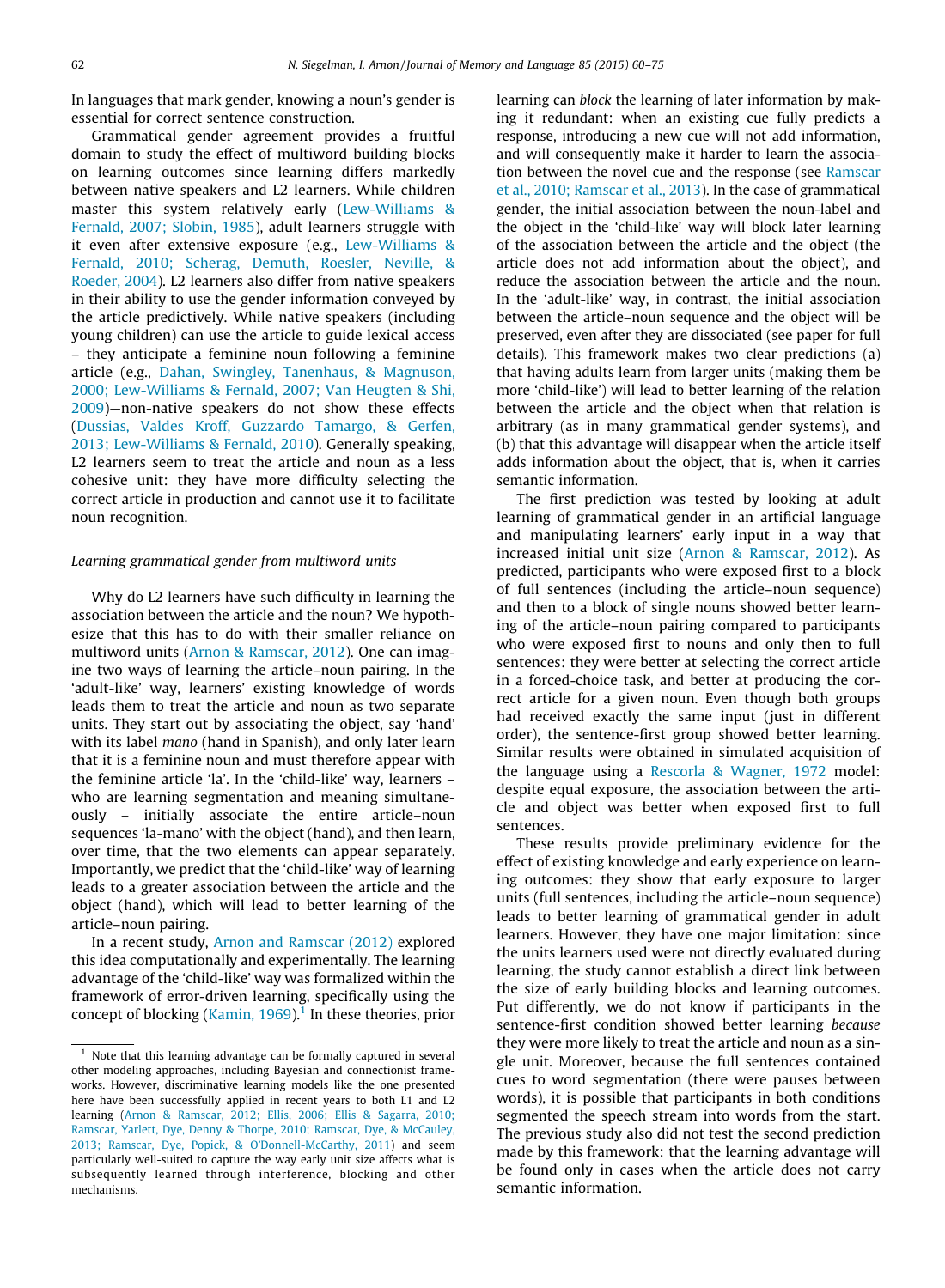In languages that mark gender, knowing a noun's gender is essential for correct sentence construction.

Grammatical gender agreement provides a fruitful domain to study the effect of multiword building blocks on learning outcomes since learning differs markedly between native speakers and L2 learners. While children master this system relatively early (Lew-Williams & Fernald, 2007; Slobin, 1985), adult learners struggle with it even after extensive exposure (e.g., Lew-Williams & Fernald, 2010; Scherag, Demuth, Roesler, Neville, & Roeder, 2004). L2 learners also differ from native speakers in their ability to use the gender information conveyed by the article predictively. While native speakers (including young children) can use the article to guide lexical access – they anticipate a feminine noun following a feminine article (e.g., Dahan, Swingley, Tanenhaus, & Magnuson, 2000; Lew-Williams & Fernald, 2007; Van Heugten & Shi, 2009)—non-native speakers do not show these effects (Dussias, Valdes Kroff, Guzzardo Tamargo, & Gerfen, 2013; Lew-Williams & Fernald, 2010). Generally speaking, L2 learners seem to treat the article and noun as a less cohesive unit: they have more difficulty selecting the correct article in production and cannot use it to facilitate noun recognition.

### Learning grammatical gender from multiword units

Why do L2 learners have such difficulty in learning the association between the article and the noun? We hypothesize that this has to do with their smaller reliance on multiword units (Arnon & Ramscar, 2012). One can imagine two ways of learning the article–noun pairing. In the 'adult-like' way, learners' existing knowledge of words leads them to treat the article and noun as two separate units. They start out by associating the object, say 'hand' with its label *mano* (hand in Spanish), and only later learn that it is a feminine noun and must therefore appear with the feminine article 'la'. In the 'child-like' way, learners – who are learning segmentation and meaning simultaneously – initially associate the entire article–noun sequences 'la-mano' with the object (hand), and then learn, over time, that the two elements can appear separately. Importantly, we predict that the 'child-like' way of learning leads to a greater association between the article and the object (hand), which will lead to better learning of the article–noun pairing.

In a recent study, Arnon and Ramscar (2012) explored this idea computationally and experimentally. The learning advantage of the 'child-like' way was formalized within the framework of error-driven learning, specifically using the concept of blocking (Kamin, 1969).[1] In these theories, prior learning can *block* the learning of later information by making it redundant: when an existing cue fully predicts a response, introducing a new cue will not add information, and will consequently make it harder to learn the association between the novel cue and the response (see Ramscar et al., 2010; Ramscar et al., 2013). In the case of grammatical gender, the initial association between the noun-label and the object in the 'child-like' way will block later learning of the association between the article and the object (the article does not add information about the object), and reduce the association between the article and the noun. In the 'adult-like' way, in contrast, the initial association between the article–noun sequence and the object will be preserved, even after they are dissociated (see paper for full details). This framework makes two clear predictions (a) that having adults learn from larger units (making them be more 'child-like') will lead to better learning of the relation between the article and the object when that relation is arbitrary (as in many grammatical gender systems), and (b) that this advantage will disappear when the article itself adds information about the object, that is, when it carries semantic information.

The first prediction was tested by looking at adult learning of grammatical gender in an artificial language and manipulating learners' early input in a way that increased initial unit size (Arnon & Ramscar, 2012). As predicted, participants who were exposed first to a block of full sentences (including the article–noun sequence) and then to a block of single nouns showed better learning of the article–noun pairing compared to participants who were exposed first to nouns and only then to full sentences: they were better at selecting the correct article in a forced-choice task, and better at producing the correct article for a given noun. Even though both groups had received exactly the same input (just in different order), the sentence-first group showed better learning. Similar results were obtained in simulated acquisition of the language using a Rescorla & Wagner, 1972 model: despite equal exposure, the association between the article and object was better when exposed first to full sentences.

These results provide preliminary evidence for the effect of existing knowledge and early experience on learning outcomes: they show that early exposure to larger units (full sentences, including the article–noun sequence) leads to better learning of grammatical gender in adult learners. However, they have one major limitation: since the units learners used were not directly evaluated during learning, the study cannot establish a direct link between the size of early building blocks and learning outcomes. Put differently, we do not know if participants in the sentence-first condition showed better learning *because* they were more likely to treat the article and noun as a single unit. Moreover, because the full sentences contained cues to word segmentation (there were pauses between words), it is possible that participants in both conditions segmented the speech stream into words from the start. The previous study also did not test the second prediction made by this framework: that the learning advantage will be found only in cases when the article does not carry semantic information.

[1] Note that this learning advantage can be formally captured in several other modeling approaches, including Bayesian and connectionist frameworks. However, discriminative learning models like the one presented here have been successfully applied in recent years to both L1 and L2 learning (Arnon & Ramscar, 2012; Ellis, 2006; Ellis & Sagarra, 2010; Ramscar, Yarlett, Dye, Denny & Thorpe, 2010; Ramscar, Dye, & McCauley, 2013; Ramscar, Dye, Popick, & O'Donnell-McCarthy, 2011) and seem particularly well-suited to capture the way early unit size affects what is subsequently learned through interference, blocking and other mechanisms.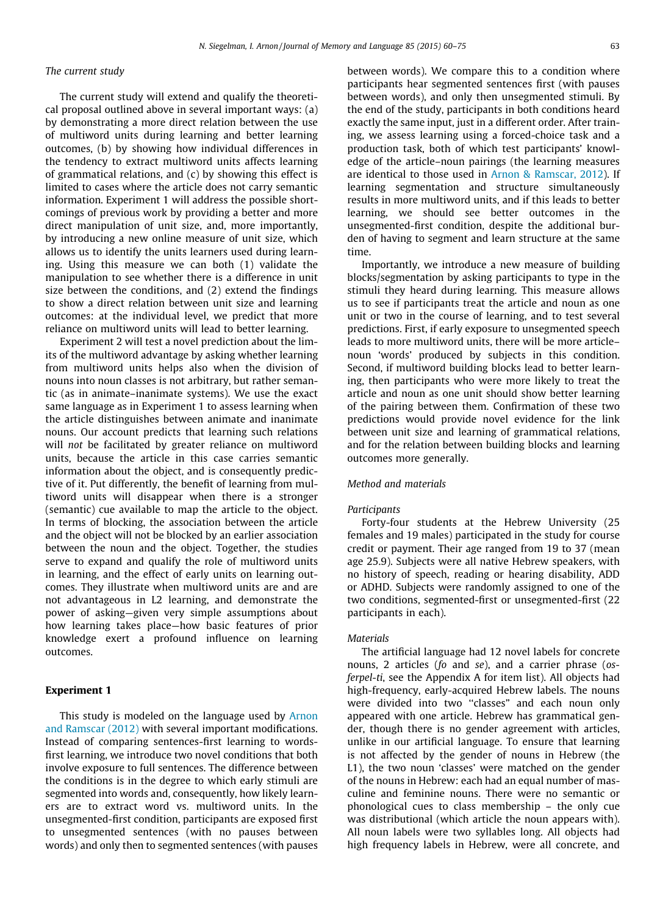### The current study

The current study will extend and qualify the theoretical proposal outlined above in several important ways: (a) by demonstrating a more direct relation between the use of multiword units during learning and better learning outcomes, (b) by showing how individual differences in the tendency to extract multiword units affects learning of grammatical relations, and (c) by showing this effect is limited to cases where the article does not carry semantic information. Experiment 1 will address the possible shortcomings of previous work by providing a better and more direct manipulation of unit size, and, more importantly, by introducing a new online measure of unit size, which allows us to identify the units learners used during learning. Using this measure we can both (1) validate the manipulation to see whether there is a difference in unit size between the conditions, and (2) extend the findings to show a direct relation between unit size and learning outcomes: at the individual level, we predict that more reliance on multiword units will lead to better learning.

Experiment 2 will test a novel prediction about the limits of the multiword advantage by asking whether learning from multiword units helps also when the division of nouns into noun classes is not arbitrary, but rather semantic (as in animate–inanimate systems). We use the exact same language as in Experiment 1 to assess learning when the article distinguishes between animate and inanimate nouns. Our account predicts that learning such relations will *not* be facilitated by greater reliance on multiword units, because the article in this case carries semantic information about the object, and is consequently predictive of it. Put differently, the benefit of learning from multiword units will disappear when there is a stronger (semantic) cue available to map the article to the object. In terms of blocking, the association between the article and the object will not be blocked by an earlier association between the noun and the object. Together, the studies serve to expand and qualify the role of multiword units in learning, and the effect of early units on learning outcomes. They illustrate when multiword units are and are not advantageous in L2 learning, and demonstrate the power of asking—given very simple assumptions about how learning takes place—how basic features of prior knowledge exert a profound influence on learning outcomes.

## Experiment 1

This study is modeled on the language used by Arnon and Ramscar (2012) with several important modifications. Instead of comparing sentences-first learning to words-first learning, we introduce two novel conditions that both involve exposure to full sentences. The difference between the conditions is in the degree to which early stimuli are segmented into words and, consequently, how likely learners are to extract word vs. multiword units. In the unsegmented-first condition, participants are exposed first to unsegmented sentences (with no pauses between words) and only then to segmented sentences (with pauses between words). We compare this to a condition where participants hear segmented sentences first (with pauses between words), and only then unsegmented stimuli. By the end of the study, participants in both conditions heard exactly the same input, just in a different order. After training, we assess learning using a forced-choice task and a production task, both of which test participants' knowledge of the article–noun pairings (the learning measures are identical to those used in Arnon & Ramscar, 2012). If learning segmentation and structure simultaneously results in more multiword units, and if this leads to better learning, we should see better outcomes in the unsegmented-first condition, despite the additional burden of having to segment and learn structure at the same time.

Importantly, we introduce a new measure of building blocks/segmentation by asking participants to type in the stimuli they heard during learning. This measure allows us to see if participants treat the article and noun as one unit or two in the course of learning, and to test several predictions. First, if early exposure to unsegmented speech leads to more multiword units, there will be more article–noun 'words' produced by subjects in this condition. Second, if multiword building blocks lead to better learning, then participants who were more likely to treat the article and noun as one unit should show better learning of the pairing between them. Confirmation of these two predictions would provide novel evidence for the link between unit size and learning of grammatical relations, and for the relation between building blocks and learning outcomes more generally.

### Method and materials

#### Participants

Forty-four students at the Hebrew University (25 females and 19 males) participated in the study for course credit or payment. Their age ranged from 19 to 37 (mean age 25.9). Subjects were all native Hebrew speakers, with no history of speech, reading or hearing disability, ADD or ADHD. Subjects were randomly assigned to one of the two conditions, segmented-first or unsegmented-first (22 participants in each).

#### Materials

The artificial language had 12 novel labels for concrete nouns, 2 articles (*fo* and *se*), and a carrier phrase (*os-ferpel-ti*, see the Appendix A for item list). All objects had high-frequency, early-acquired Hebrew labels. The nouns were divided into two "classes" and each noun only appeared with one article. Hebrew has grammatical gender, though there is no gender agreement with articles, unlike in our artificial language. To ensure that learning is not affected by the gender of nouns in Hebrew (the L1), the two noun 'classes' were matched on the gender of the nouns in Hebrew: each had an equal number of masculine and feminine nouns. There were no semantic or phonological cues to class membership – the only cue was distributional (which article the noun appears with). All noun labels were two syllables long. All objects had high frequency labels in Hebrew, were all concrete, and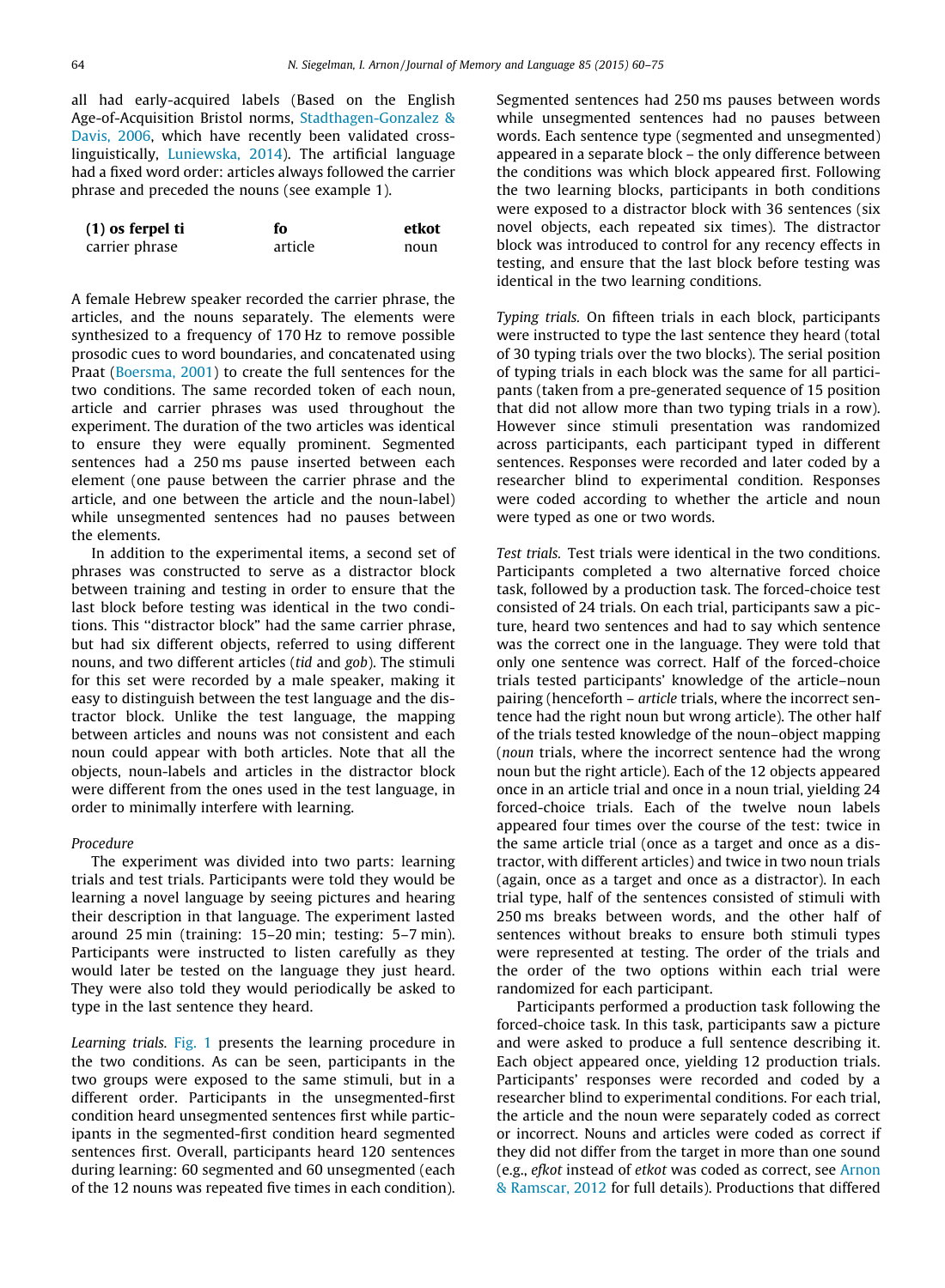all had early-acquired labels (Based on the English Age-of-Acquisition Bristol norms, Stadthagen-Gonzalez & Davis, 2006, which have recently been validated cross-linguistically, Luniewska, 2014). The artificial language had a fixed word order: articles always followed the carrier phrase and preceded the nouns (see example 1).

| (1) os ferpel ti | fo | etkot |
|---|---|---|
| carrier phrase | article | noun |

A female Hebrew speaker recorded the carrier phrase, the articles, and the nouns separately. The elements were synthesized to a frequency of 170 Hz to remove possible prosodic cues to word boundaries, and concatenated using Praat (Boersma, 2001) to create the full sentences for the two conditions. The same recorded token of each noun, article and carrier phrases was used throughout the experiment. The duration of the two articles was identical to ensure they were equally prominent. Segmented sentences had a 250 ms pause inserted between each element (one pause between the carrier phrase and the article, and one between the article and the noun-label) while unsegmented sentences had no pauses between the elements.

In addition to the experimental items, a second set of phrases was constructed to serve as a distractor block between training and testing in order to ensure that the last block before testing was identical in the two conditions. This "distractor block" had the same carrier phrase, but had six different objects, referred to using different nouns, and two different articles (*tid* and *gob*). The stimuli for this set were recorded by a male speaker, making it easy to distinguish between the test language and the distractor block. Unlike the test language, the mapping between articles and nouns was not consistent and each noun could appear with both articles. Note that all the objects, noun-labels and articles in the distractor block were different from the ones used in the test language, in order to minimally interfere with learning.

### Procedure

The experiment was divided into two parts: learning trials and test trials. Participants were told they would be learning a novel language by seeing pictures and hearing their description in that language. The experiment lasted around 25 min (training: 15–20 min; testing: 5–7 min). Participants were instructed to listen carefully as they would later be tested on the language they just heard. They were also told they would periodically be asked to type in the last sentence they heard.

*Learning trials.* Fig. 1 presents the learning procedure in the two conditions. As can be seen, participants in the two groups were exposed to the same stimuli, but in a different order. Participants in the unsegmented-first condition heard unsegmented sentences first while participants in the segmented-first condition heard segmented sentences first. Overall, participants heard 120 sentences during learning: 60 segmented and 60 unsegmented (each of the 12 nouns was repeated five times in each condition). Segmented sentences had 250 ms pauses between words while unsegmented sentences had no pauses between words. Each sentence type (segmented and unsegmented) appeared in a separate block – the only difference between the conditions was which block appeared first. Following the two learning blocks, participants in both conditions were exposed to a distractor block with 36 sentences (six novel objects, each repeated six times). The distractor block was introduced to control for any recency effects in testing, and ensure that the last block before testing was identical in the two learning conditions.

*Typing trials.* On fifteen trials in each block, participants were instructed to type the last sentence they heard (total of 30 typing trials over the two blocks). The serial position of typing trials in each block was the same for all participants (taken from a pre-generated sequence of 15 position that did not allow more than two typing trials in a row). However since stimuli presentation was randomized across participants, each participant typed in different sentences. Responses were recorded and later coded by a researcher blind to experimental condition. Responses were coded according to whether the article and noun were typed as one or two words.

*Test trials.* Test trials were identical in the two conditions. Participants completed a two alternative forced choice task, followed by a production task. The forced-choice test consisted of 24 trials. On each trial, participants saw a picture, heard two sentences and had to say which sentence was the correct one in the language. They were told that only one sentence was correct. Half of the forced-choice trials tested participants' knowledge of the article–noun pairing (henceforth – *article* trials, where the incorrect sentence had the right noun but wrong article). The other half of the trials tested knowledge of the noun–object mapping (*noun* trials, where the incorrect sentence had the wrong noun but the right article). Each of the 12 objects appeared once in an article trial and once in a noun trial, yielding 24 forced-choice trials. Each of the twelve noun labels appeared four times over the course of the test: twice in the same article trial (once as a target and once as a distractor, with different articles) and twice in two noun trials (again, once as a target and once as a distractor). In each trial type, half of the sentences consisted of stimuli with 250 ms breaks between words, and the other half of sentences without breaks to ensure both stimuli types were represented at testing. The order of the trials and the order of the two options within each trial were randomized for each participant.

Participants performed a production task following the forced-choice task. In this task, participants saw a picture and were asked to produce a full sentence describing it. Each object appeared once, yielding 12 production trials. Participants' responses were recorded and coded by a researcher blind to experimental conditions. For each trial, the article and the noun were separately coded as correct or incorrect. Nouns and articles were coded as correct if they did not differ from the target in more than one sound (e.g., *efkot* instead of *etkot* was coded as correct, see Arnon & Ramscar, 2012 for full details). Productions that differed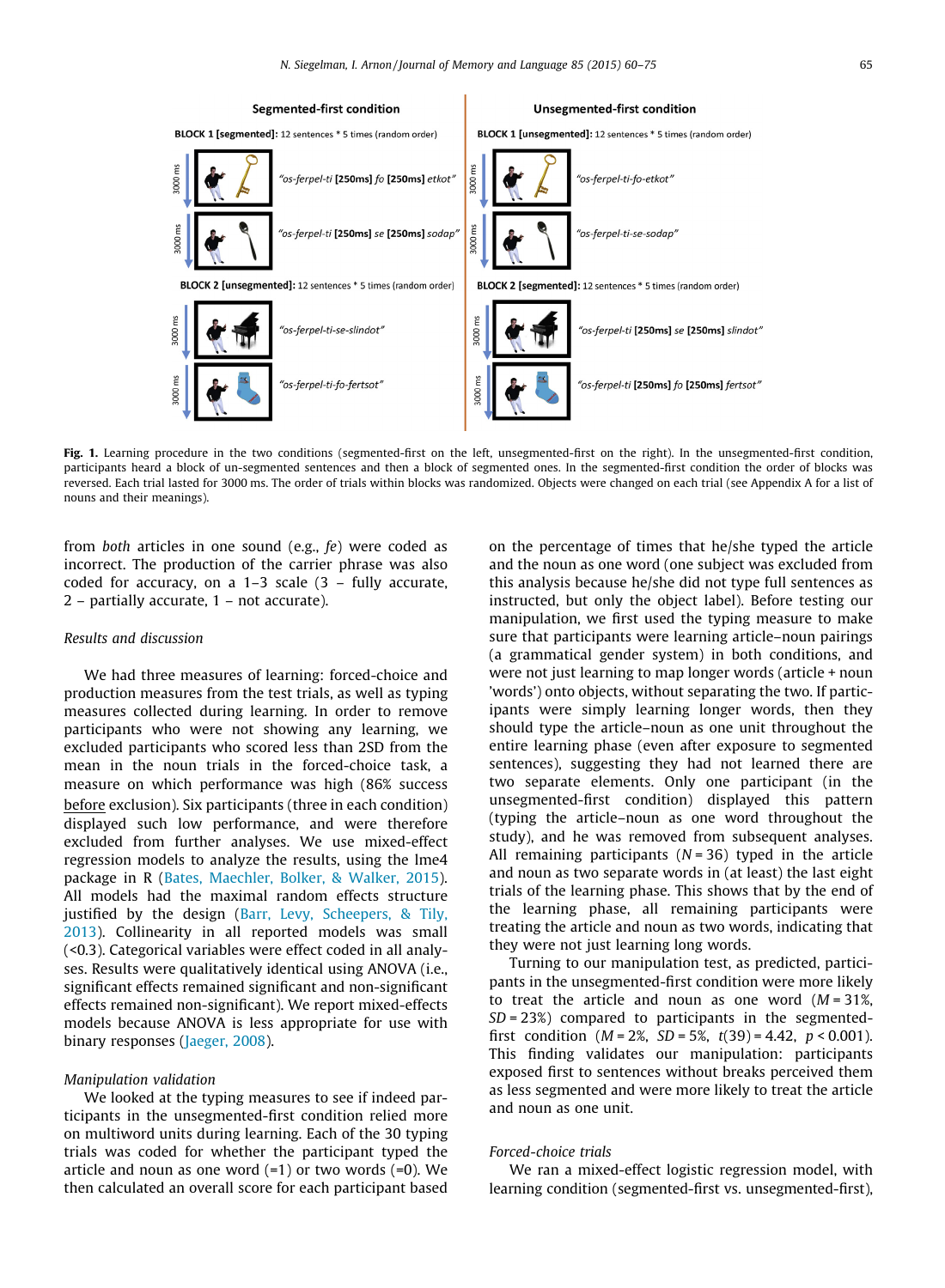**Fig. 1.** Learning procedure in the two conditions (segmented-first on the left, unsegmented-first on the right). In the unsegmented-first condition, participants heard a block of un-segmented sentences and then a block of segmented ones. In the segmented-first condition the order of blocks was reversed. Each trial lasted for 3000 ms. The order of trials within blocks was randomized. Objects were changed on each trial (see Appendix A for a list of nouns and their meanings).

from *both* articles in one sound (e.g., *fe*) were coded as incorrect. The production of the carrier phrase was also coded for accuracy, on a 1–3 scale (3 – fully accurate, 2 – partially accurate, 1 – not accurate).

*Results and discussion*

We had three measures of learning: forced-choice and production measures from the test trials, as well as typing measures collected during learning. In order to remove participants who were not showing any learning, we excluded participants who scored less than 2SD from the mean in the noun trials in the forced-choice task, a measure on which performance was high (86% success before exclusion). Six participants (three in each condition) displayed such low performance, and were therefore excluded from further analyses. We use mixed-effect regression models to analyze the results, using the lme4 package in R (Bates, Maechler, Bolker, & Walker, 2015). All models had the maximal random effects structure justified by the design (Barr, Levy, Scheepers, & Tily, 2013). Collinearity in all reported models was small (<0.3). Categorical variables were effect coded in all analyses. Results were qualitatively identical using ANOVA (i.e., significant effects remained significant and non-significant effects remained non-significant). We report mixed-effects models because ANOVA is less appropriate for use with binary responses (Jaeger, 2008).

*Manipulation validation*

We looked at the typing measures to see if indeed participants in the unsegmented-first condition relied more on multiword units during learning. Each of the 30 typing trials was coded for whether the participant typed the article and noun as one word (=1) or two words (=0). We then calculated an overall score for each participant based on the percentage of times that he/she typed the article and the noun as one word (one subject was excluded from this analysis because he/she did not type full sentences as instructed, but only the object label). Before testing our manipulation, we first used the typing measure to make sure that participants were learning article–noun pairings (a grammatical gender system) in both conditions, and were not just learning to map longer words (article + noun 'words') onto objects, without separating the two. If participants were simply learning longer words, then they should type the article–noun as one unit throughout the entire learning phase (even after exposure to segmented sentences), suggesting they had not learned there are two separate elements. Only one participant (in the unsegmented-first condition) displayed this pattern (typing the article–noun as one word throughout the study), and he was removed from subsequent analyses. All remaining participants ($N = 36$) typed in the article and noun as two separate words in (at least) the last eight trials of the learning phase. This shows that by the end of the learning phase, all remaining participants were treating the article and noun as two words, indicating that they were not just learning long words.

Turning to our manipulation test, as predicted, participants in the unsegmented-first condition were more likely to treat the article and noun as one word ($M = 31\%$, $SD = 23\%$) compared to participants in the segmented-first condition ($M = 2\%$, $SD = 5\%$, $t(39) = 4.42$, $p < 0.001$). This finding validates our manipulation: participants exposed first to sentences without breaks perceived them as less segmented and were more likely to treat the article and noun as one unit.

*Forced-choice trials*

We ran a mixed-effect logistic regression model, with learning condition (segmented-first vs. unsegmented-first),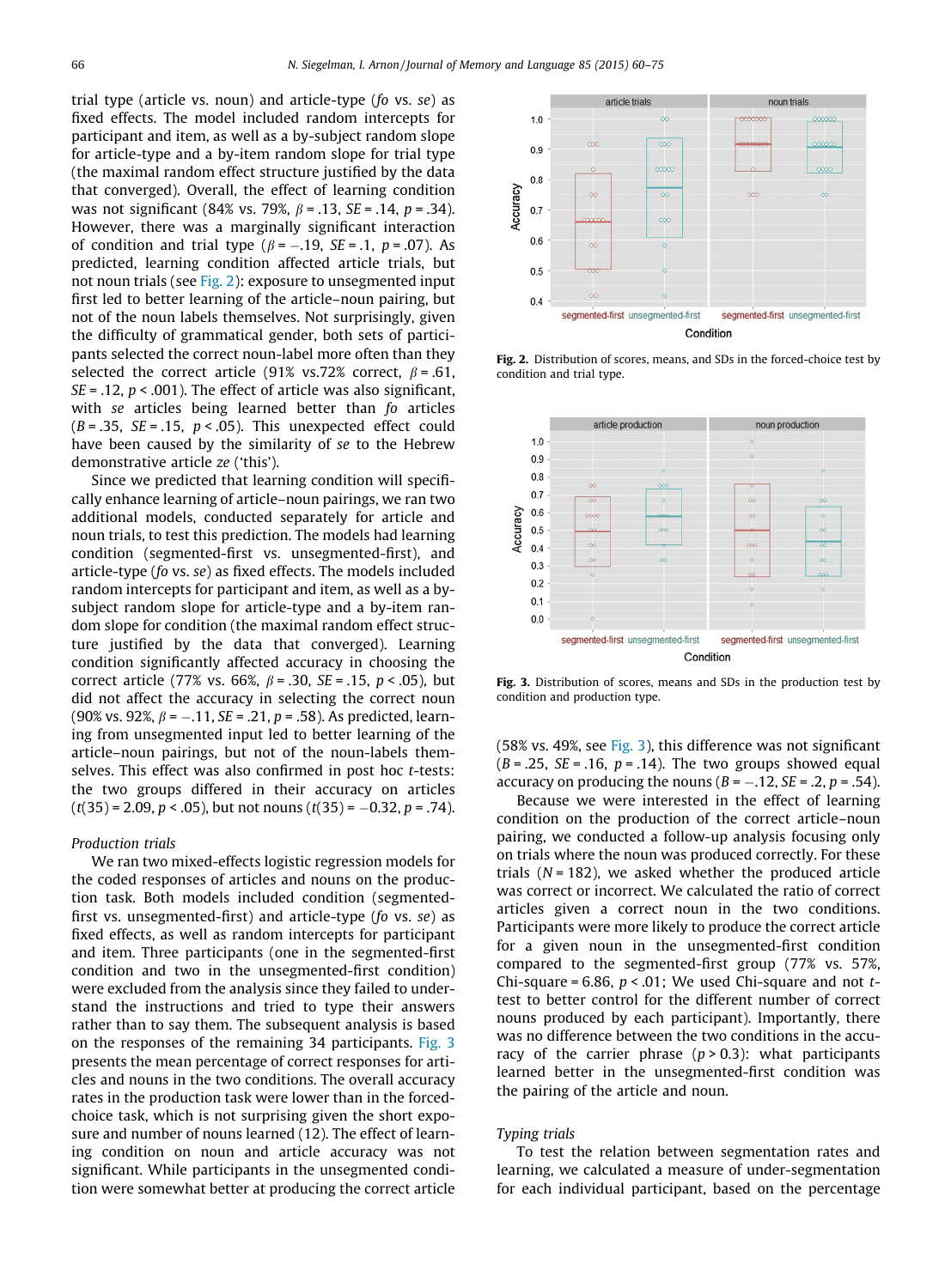trial type (article vs. noun) and article-type (*fo* vs. *se*) as fixed effects. The model included random intercepts for participant and item, as well as a by-subject random slope for article-type and a by-item random slope for trial type (the maximal random effect structure justified by the data that converged). Overall, the effect of learning condition was not significant (84% vs. 79%, $\beta = .13$, $SE = .14$, $p = .34$). However, there was a marginally significant interaction of condition and trial type ($\beta = -.19$, $SE = .1$, $p = .07$). As predicted, learning condition affected article trials, but not noun trials (see Fig. 2): exposure to unsegmented input first led to better learning of the article–noun pairing, but not of the noun labels themselves. Not surprisingly, given the difficulty of grammatical gender, both sets of participants selected the correct noun-label more often than they selected the correct article (91% vs.72% correct, $\beta = .61$, $SE = .12$, $p < .001$). The effect of article was also significant, with *se* articles being learned better than *fo* articles ($B = .35$, $SE = .15$, $p < .05$). This unexpected effect could have been caused by the similarity of *se* to the Hebrew demonstrative article *ze* ('this').

Since we predicted that learning condition will specifically enhance learning of article–noun pairings, we ran two additional models, conducted separately for article and noun trials, to test this prediction. The models had learning condition (segmented-first vs. unsegmented-first), and article-type (*fo* vs. *se*) as fixed effects. The models included random intercepts for participant and item, as well as a by-subject random slope for article-type and a by-item random slope for condition (the maximal random effect structure justified by the data that converged). Learning condition significantly affected accuracy in choosing the correct article (77% vs. 66%, $\beta = .30$, $SE = .15$, $p < .05$), but did not affect the accuracy in selecting the correct noun (90% vs. 92%, $\beta = -.11$, $SE = .21$, $p = .58$). As predicted, learning from unsegmented input led to better learning of the article–noun pairings, but not of the noun-labels themselves. This effect was also confirmed in post hoc *t*-tests: the two groups differed in their accuracy on articles ($t(35) = 2.09$, $p < .05$), but not nouns ($t(35) = -0.32$, $p = .74$).

*Production trials*

We ran two mixed-effects logistic regression models for the coded responses of articles and nouns on the production task. Both models included condition (segmented-first vs. unsegmented-first) and article-type (*fo* vs. *se*) as fixed effects, as well as random intercepts for participant and item. Three participants (one in the segmented-first condition and two in the unsegmented-first condition) were excluded from the analysis since they failed to understand the instructions and tried to type their answers rather than to say them. The subsequent analysis is based on the responses of the remaining 34 participants. Fig. 3 presents the mean percentage of correct responses for articles and nouns in the two conditions. The overall accuracy rates in the production task were lower than in the forced-choice task, which is not surprising given the short exposure and number of nouns learned (12). The effect of learning condition on noun and article accuracy was not significant. While participants in the unsegmented condition were somewhat better at producing the correct article

**Fig. 2.** Distribution of scores, means, and SDs in the forced-choice test by condition and trial type.

**Fig. 3.** Distribution of scores, means and SDs in the production test by condition and production type.

(58% vs. 49%, see Fig. 3), this difference was not significant ($B = .25$, $SE = .16$, $p = .14$). The two groups showed equal accuracy on producing the nouns ($B = -.12$, $SE = .2$, $p = .54$).

Because we were interested in the effect of learning condition on the production of the correct article–noun pairing, we conducted a follow-up analysis focusing only on trials where the noun was produced correctly. For these trials ($N = 182$), we asked whether the produced article was correct or incorrect. We calculated the ratio of correct articles given a correct noun in the two conditions. Participants were more likely to produce the correct article for a given noun in the unsegmented-first condition compared to the segmented-first group (77% vs. 57%, Chi-square = 6.86, $p < .01$; We used Chi-square and not *t*-test to better control for the different number of correct nouns produced by each participant). Importantly, there was no difference between the two conditions in the accuracy of the carrier phrase ($p > 0.3$): what participants learned better in the unsegmented-first condition was the pairing of the article and noun.

*Typing trials*

To test the relation between segmentation rates and learning, we calculated a measure of under-segmentation for each individual participant, based on the percentage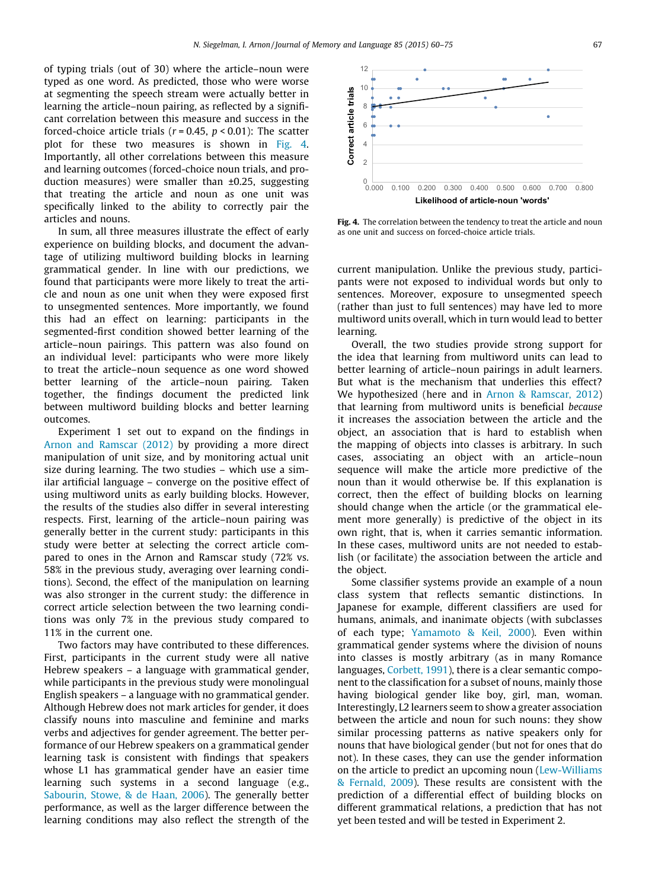of typing trials (out of 30) where the article–noun were typed as one word. As predicted, those who were worse at segmenting the speech stream were actually better in learning the article–noun pairing, as reflected by a significant correlation between this measure and success in the forced-choice article trials ($r = 0.45$, $p < 0.01$): The scatter plot for these two measures is shown in Fig. 4. Importantly, all other correlations between this measure and learning outcomes (forced-choice noun trials, and production measures) were smaller than ±0.25, suggesting that treating the article and noun as one unit was specifically linked to the ability to correctly pair the articles and nouns.

In sum, all three measures illustrate the effect of early experience on building blocks, and document the advantage of utilizing multiword building blocks in learning grammatical gender. In line with our predictions, we found that participants were more likely to treat the article and noun as one unit when they were exposed first to unsegmented sentences. More importantly, we found this had an effect on learning: participants in the segmented-first condition showed better learning of the article–noun pairings. This pattern was also found on an individual level: participants who were more likely to treat the article–noun sequence as one word showed better learning of the article–noun pairing. Taken together, the findings document the predicted link between multiword building blocks and better learning outcomes.

Experiment 1 set out to expand on the findings in Arnon and Ramscar (2012) by providing a more direct manipulation of unit size, and by monitoring actual unit size during learning. The two studies – which use a similar artificial language – converge on the positive effect of using multiword units as early building blocks. However, the results of the studies also differ in several interesting respects. First, learning of the article–noun pairing was generally better in the current study: participants in this study were better at selecting the correct article compared to ones in the Arnon and Ramscar study (72% vs. 58% in the previous study, averaging over learning conditions). Second, the effect of the manipulation on learning was also stronger in the current study: the difference in correct article selection between the two learning conditions was only 7% in the previous study compared to 11% in the current one.

Two factors may have contributed to these differences. First, participants in the current study were all native Hebrew speakers – a language with grammatical gender, while participants in the previous study were monolingual English speakers – a language with no grammatical gender. Although Hebrew does not mark articles for gender, it does classify nouns into masculine and feminine and marks verbs and adjectives for gender agreement. The better performance of our Hebrew speakers on a grammatical gender learning task is consistent with findings that speakers whose L1 has grammatical gender have an easier time learning such systems in a second language (e.g., Sabourin, Stowe, & de Haan, 2006). The generally better performance, as well as the larger difference between the learning conditions may also reflect the strength of the current manipulation. Unlike the previous study, participants were not exposed to individual words but only to sentences. Moreover, exposure to unsegmented speech (rather than just to full sentences) may have led to more multiword units overall, which in turn would lead to better learning.

Fig. 4. The correlation between the tendency to treat the article and noun as one unit and success on forced-choice article trials.

Overall, the two studies provide strong support for the idea that learning from multiword units can lead to better learning of article–noun pairings in adult learners. But what is the mechanism that underlies this effect? We hypothesized (here and in Arnon & Ramscar, 2012) that learning from multiword units is beneficial *because* it increases the association between the article and the object, an association that is hard to establish when the mapping of objects into classes is arbitrary. In such cases, associating an object with an article–noun sequence will make the article more predictive of the noun than it would otherwise be. If this explanation is correct, then the effect of building blocks on learning should change when the article (or the grammatical element more generally) is predictive of the object in its own right, that is, when it carries semantic information. In these cases, multiword units are not needed to establish (or facilitate) the association between the article and the object.

Some classifier systems provide an example of a noun class system that reflects semantic distinctions. In Japanese for example, different classifiers are used for humans, animals, and inanimate objects (with subclasses of each type; Yamamoto & Keil, 2000). Even within grammatical gender systems where the division of nouns into classes is mostly arbitrary (as in many Romance languages, Corbett, 1991), there is a clear semantic component to the classification for a subset of nouns, mainly those having biological gender like boy, girl, man, woman. Interestingly, L2 learners seem to show a greater association between the article and noun for such nouns: they show similar processing patterns as native speakers only for nouns that have biological gender (but not for ones that do not). In these cases, they can use the gender information on the article to predict an upcoming noun (Lew-Williams & Fernald, 2009). These results are consistent with the prediction of a differential effect of building blocks on different grammatical relations, a prediction that has not yet been tested and will be tested in Experiment 2.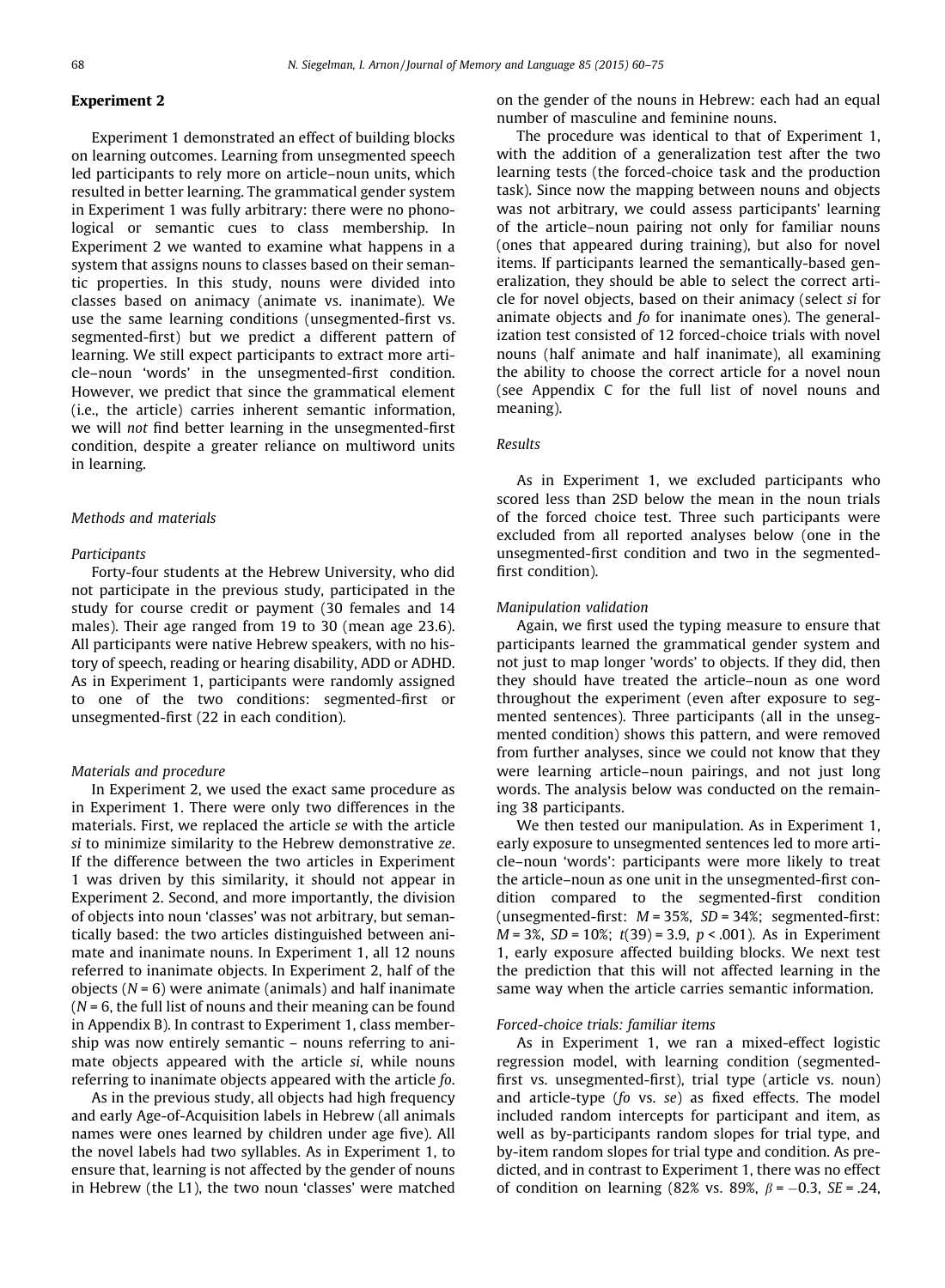### Experiment 2

Experiment 1 demonstrated an effect of building blocks on learning outcomes. Learning from unsegmented speech led participants to rely more on article–noun units, which resulted in better learning. The grammatical gender system in Experiment 1 was fully arbitrary: there were no phonological or semantic cues to class membership. In Experiment 2 we wanted to examine what happens in a system that assigns nouns to classes based on their semantic properties. In this study, nouns were divided into classes based on animacy (animate vs. inanimate). We use the same learning conditions (unsegmented-first vs. segmented-first) but we predict a different pattern of learning. We still expect participants to extract more article–noun 'words' in the unsegmented-first condition. However, we predict that since the grammatical element (i.e., the article) carries inherent semantic information, we will *not* find better learning in the unsegmented-first condition, despite a greater reliance on multiword units in learning.

#### Methods and materials

##### Participants

Forty-four students at the Hebrew University, who did not participate in the previous study, participated in the study for course credit or payment (30 females and 14 males). Their age ranged from 19 to 30 (mean age 23.6). All participants were native Hebrew speakers, with no history of speech, reading or hearing disability, ADD or ADHD. As in Experiment 1, participants were randomly assigned to one of the two conditions: segmented-first or unsegmented-first (22 in each condition).

##### Materials and procedure

In Experiment 2, we used the exact same procedure as in Experiment 1. There were only two differences in the materials. First, we replaced the article *se* with the article *si* to minimize similarity to the Hebrew demonstrative *ze*. If the difference between the two articles in Experiment 1 was driven by this similarity, it should not appear in Experiment 2. Second, and more importantly, the division of objects into noun 'classes' was not arbitrary, but semantically based: the two articles distinguished between animate and inanimate nouns. In Experiment 1, all 12 nouns referred to inanimate objects. In Experiment 2, half of the objects ($N = 6$) were animate (animals) and half inanimate ($N = 6$, the full list of nouns and their meaning can be found in Appendix B). In contrast to Experiment 1, class membership was now entirely semantic – nouns referring to animate objects appeared with the article *si*, while nouns referring to inanimate objects appeared with the article *fo*.

As in the previous study, all objects had high frequency and early Age-of-Acquisition labels in Hebrew (all animals names were ones learned by children under age five). All the novel labels had two syllables. As in Experiment 1, to ensure that, learning is not affected by the gender of nouns in Hebrew (the L1), the two noun 'classes' were matched on the gender of the nouns in Hebrew: each had an equal number of masculine and feminine nouns.

The procedure was identical to that of Experiment 1, with the addition of a generalization test after the two learning tests (the forced-choice task and the production task). Since now the mapping between nouns and objects was not arbitrary, we could assess participants' learning of the article–noun pairing not only for familiar nouns (ones that appeared during training), but also for novel items. If participants learned the semantically-based generalization, they should be able to select the correct article for novel objects, based on their animacy (select *si* for animate objects and *fo* for inanimate ones). The generalization test consisted of 12 forced-choice trials with novel nouns (half animate and half inanimate), all examining the ability to choose the correct article for a novel noun (see Appendix C for the full list of novel nouns and meaning).

#### Results

As in Experiment 1, we excluded participants who scored less than 2SD below the mean in the noun trials of the forced choice test. Three such participants were excluded from all reported analyses below (one in the unsegmented-first condition and two in the segmented-first condition).

##### Manipulation validation

Again, we first used the typing measure to ensure that participants learned the grammatical gender system and not just to map longer 'words' to objects. If they did, then they should have treated the article–noun as one word throughout the experiment (even after exposure to segmented sentences). Three participants (all in the unsegmented condition) shows this pattern, and were removed from further analyses, since we could not know that they were learning article–noun pairings, and not just long words. The analysis below was conducted on the remaining 38 participants.

We then tested our manipulation. As in Experiment 1, early exposure to unsegmented sentences led to more article–noun 'words': participants were more likely to treat the article–noun as one unit in the unsegmented-first condition compared to the segmented-first condition (unsegmented-first: $M = 35\%$, $SD = 34\%$; segmented-first: $M = 3\%$, $SD = 10\%$; $t(39) = 3.9$, $p < .001$). As in Experiment 1, early exposure affected building blocks. We next test the prediction that this will not affected learning in the same way when the article carries semantic information.

##### Forced-choice trials: familiar items

As in Experiment 1, we ran a mixed-effect logistic regression model, with learning condition (segmented-first vs. unsegmented-first), trial type (article vs. noun) and article-type (*fo* vs. *se*) as fixed effects. The model included random intercepts for participant and item, as well as by-participants random slopes for trial type, and by-item random slopes for trial type and condition. As predicted, and in contrast to Experiment 1, there was no effect of condition on learning (82% vs. 89%, $\beta = -0.3$, $SE = .24$,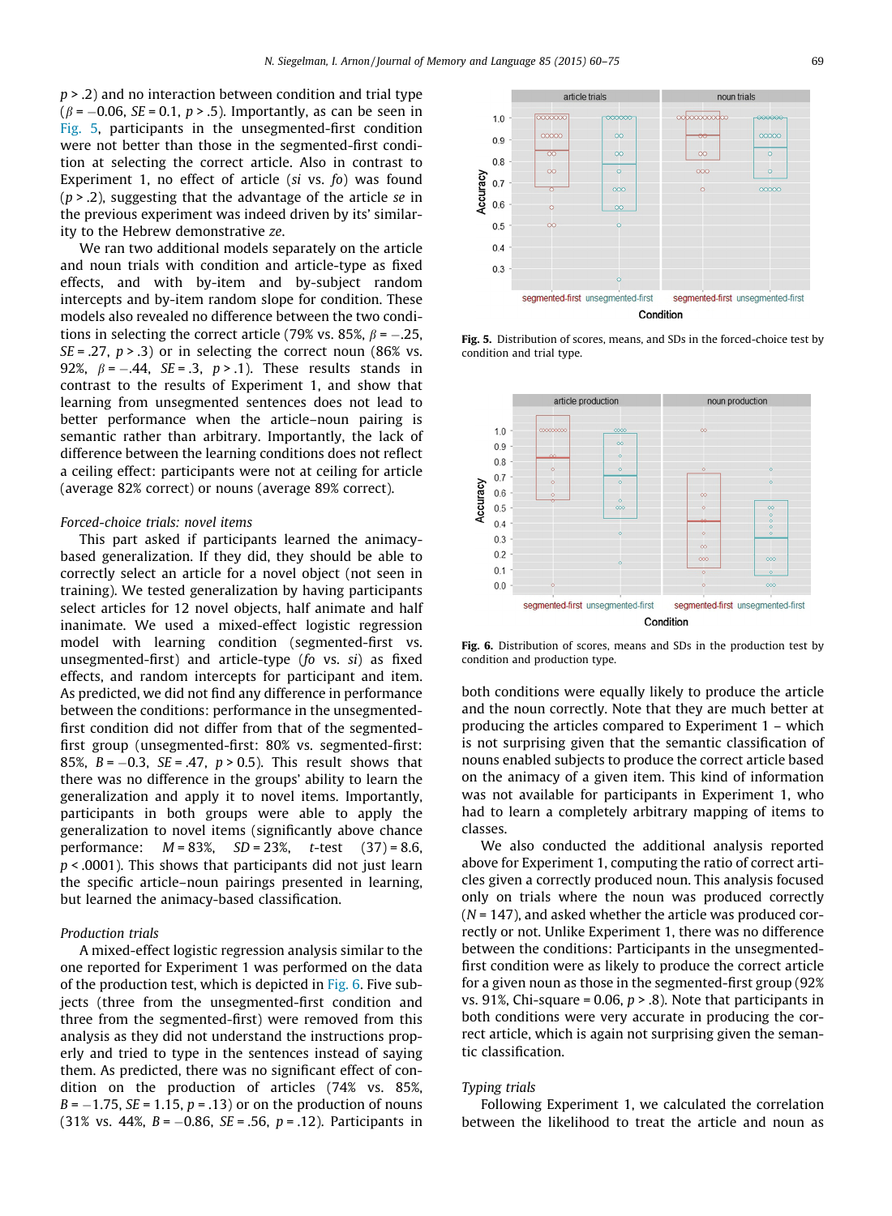$p > .2$) and no interaction between condition and trial type ($\beta = -0.06$, $SE = 0.1$, $p > .5$). Importantly, as can be seen in Fig. 5, participants in the unsegmented-first condition were not better than those in the segmented-first condition at selecting the correct article. Also in contrast to Experiment 1, no effect of article (*si* vs. *fo*) was found ($p > .2$), suggesting that the advantage of the article *se* in the previous experiment was indeed driven by its' similarity to the Hebrew demonstrative *ze*.

We ran two additional models separately on the article and noun trials with condition and article-type as fixed effects, and with by-item and by-subject random intercepts and by-item random slope for condition. These models also revealed no difference between the two conditions in selecting the correct article (79% vs. 85%, $\beta = -.25$, $SE = .27$, $p > .3$) or in selecting the correct noun (86% vs. 92%, $\beta = -.44$, $SE = .3$, $p > .1$). These results stands in contrast to the results of Experiment 1, and show that learning from unsegmented sentences does not lead to better performance when the article–noun pairing is semantic rather than arbitrary. Importantly, the lack of difference between the learning conditions does not reflect a ceiling effect: participants were not at ceiling for article (average 82% correct) or nouns (average 89% correct).

*Forced-choice trials: novel items*

This part asked if participants learned the animacy-based generalization. If they did, they should be able to correctly select an article for a novel object (not seen in training). We tested generalization by having participants select articles for 12 novel objects, half animate and half inanimate. We used a mixed-effect logistic regression model with learning condition (segmented-first vs. unsegmented-first) and article-type (*fo* vs. *si*) as fixed effects, and random intercepts for participant and item. As predicted, we did not find any difference in performance between the conditions: performance in the unsegmented-first condition did not differ from that of the segmented-first group (unsegmented-first: 80% vs. segmented-first: 85%, $B = -0.3$, $SE = .47$, $p > 0.5$). This result shows that there was no difference in the groups' ability to learn the generalization and apply it to novel items. Importantly, participants in both groups were able to apply the generalization to novel items (significantly above chance performance: $M = 83\%$, $SD = 23\%$, $t$-test $(37) = 8.6$, $p < .0001$). This shows that participants did not just learn the specific article–noun pairings presented in learning, but learned the animacy-based classification.

*Production trials*

A mixed-effect logistic regression analysis similar to the one reported for Experiment 1 was performed on the data of the production test, which is depicted in Fig. 6. Five subjects (three from the unsegmented-first condition and three from the segmented-first) were removed from this analysis as they did not understand the instructions properly and tried to type in the sentences instead of saying them. As predicted, there was no significant effect of condition on the production of articles (74% vs. 85%, $B = -1.75$, $SE = 1.15$, $p = .13$) or on the production of nouns (31% vs. 44%, $B = -0.86$, $SE = .56$, $p = .12$). Participants in both conditions were equally likely to produce the article and the noun correctly. Note that they are much better at producing the articles compared to Experiment 1 – which is not surprising given that the semantic classification of nouns enabled subjects to produce the correct article based on the animacy of a given item. This kind of information was not available for participants in Experiment 1, who had to learn a completely arbitrary mapping of items to classes.

We also conducted the additional analysis reported above for Experiment 1, computing the ratio of correct articles given a correctly produced noun. This analysis focused only on trials where the noun was produced correctly ($N = 147$), and asked whether the article was produced correctly or not. Unlike Experiment 1, there was no difference between the conditions: Participants in the unsegmented-first condition were as likely to produce the correct article for a given noun as those in the segmented-first group (92% vs. 91%, Chi-square = 0.06, $p > .8$). Note that participants in both conditions were very accurate in producing the correct article, which is again not surprising given the semantic classification.

**Fig. 5.** Distribution of scores, means, and SDs in the forced-choice test by condition and trial type.

**Fig. 6.** Distribution of scores, means and SDs in the production test by condition and production type.

*Typing trials*

Following Experiment 1, we calculated the correlation between the likelihood to treat the article and noun as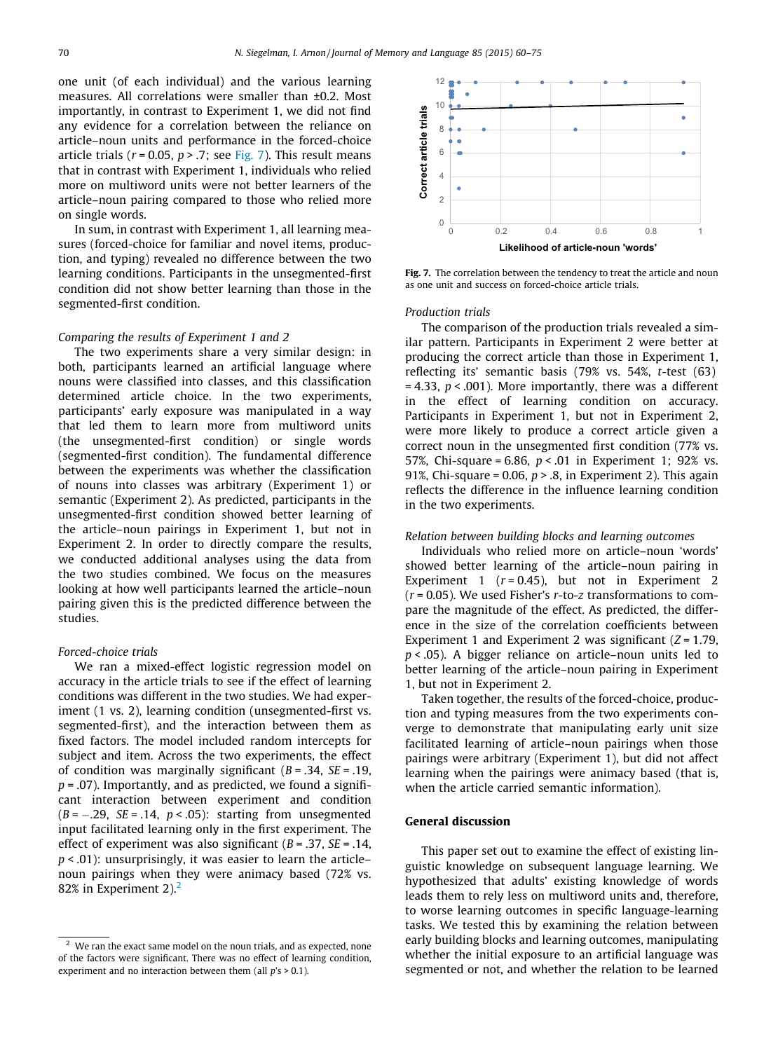one unit (of each individual) and the various learning measures. All correlations were smaller than ±0.2. Most importantly, in contrast to Experiment 1, we did not find any evidence for a correlation between the reliance on article–noun units and the forced-choice article trials ($r = 0.05$, $p > .7$; see Fig. 7). This result means that in contrast with Experiment 1, individuals who relied more on multiword units were not better learners of the article–noun pairing compared to those who relied more on single words.

In sum, in contrast with Experiment 1, all learning measures (forced-choice for familiar and novel items, production, and typing) revealed no difference between the two learning conditions. Participants in the unsegmented-first condition did not show better learning than those in the segmented-first condition.

Fig. 7. The correlation between the tendency to treat the article and noun as one unit and success on forced-choice article trials.

### *Comparing the results of Experiment 1 and 2*

The two experiments share a very similar design: in both, participants learned an artificial language where nouns were classified into classes, and this classification determined article choice. In the two experiments, participants' early exposure was manipulated in a way that led them to learn more from multiword units (the unsegmented-first condition) or single words (segmented-first condition). The fundamental difference between the experiments was whether the classification of nouns into classes was arbitrary (Experiment 1) or semantic (Experiment 2). As predicted, participants in the unsegmented-first condition showed better learning of the article–noun pairings in Experiment 1, but not in Experiment 2. In order to directly compare the results, we conducted additional analyses using the data from the two studies combined. We focus on the measures looking at how well participants learned the article–noun pairing given this is the predicted difference between the studies.

### *Forced-choice trials*

We ran a mixed-effect logistic regression model on accuracy in the article trials to see if the effect of learning conditions was different in the two studies. We had experiment (1 vs. 2), learning condition (unsegmented-first vs. segmented-first), and the interaction between them as fixed factors. The model included random intercepts for subject and item. Across the two experiments, the effect of condition was marginally significant ($B = .34$, $SE = .19$, $p = .07$). Importantly, and as predicted, we found a significant interaction between experiment and condition ($B = -.29$, $SE = .14$, $p < .05$): starting from unsegmented input facilitated learning only in the first experiment. The effect of experiment was also significant ($B = .37$, $SE = .14$, $p < .01$): unsurprisingly, it was easier to learn the article–noun pairings when they were animacy based (72% vs. 82% in Experiment 2).[2]

### *Production trials*

The comparison of the production trials revealed a similar pattern. Participants in Experiment 2 were better at producing the correct article than those in Experiment 1, reflecting its' semantic basis (79% vs. 54%, $t$-test (63) = 4.33, $p < .001$). More importantly, there was a different in the effect of learning condition on accuracy. Participants in Experiment 1, but not in Experiment 2, were more likely to produce a correct article given a correct noun in the unsegmented first condition (77% vs. 57%, Chi-square = 6.86, $p < .01$ in Experiment 1; 92% vs. 91%, Chi-square = 0.06, $p > .8$, in Experiment 2). This again reflects the difference in the influence learning condition in the two experiments.

### *Relation between building blocks and learning outcomes*

Individuals who relied more on article–noun 'words' showed better learning of the article–noun pairing in Experiment 1 ($r = 0.45$), but not in Experiment 2 ($r = 0.05$). We used Fisher's $r$-to-$z$ transformations to compare the magnitude of the effect. As predicted, the difference in the size of the correlation coefficients between Experiment 1 and Experiment 2 was significant ($Z = 1.79$, $p < .05$). A bigger reliance on article–noun units led to better learning of the article–noun pairing in Experiment 1, but not in Experiment 2.

Taken together, the results of the forced-choice, production and typing measures from the two experiments converge to demonstrate that manipulating early unit size facilitated learning of article–noun pairings when those pairings were arbitrary (Experiment 1), but did not affect learning when the pairings were animacy based (that is, when the article carried semantic information).

## General discussion

This paper set out to examine the effect of existing linguistic knowledge on subsequent language learning. We hypothesized that adults' existing knowledge of words leads them to rely less on multiword units and, therefore, to worse learning outcomes in specific language-learning tasks. We tested this by examining the relation between early building blocks and learning outcomes, manipulating whether the initial exposure to an artificial language was segmented or not, and whether the relation to be learned

[2] We ran the exact same model on the noun trials, and as expected, none of the factors were significant. There was no effect of learning condition, experiment and no interaction between them (all $p$'s > 0.1).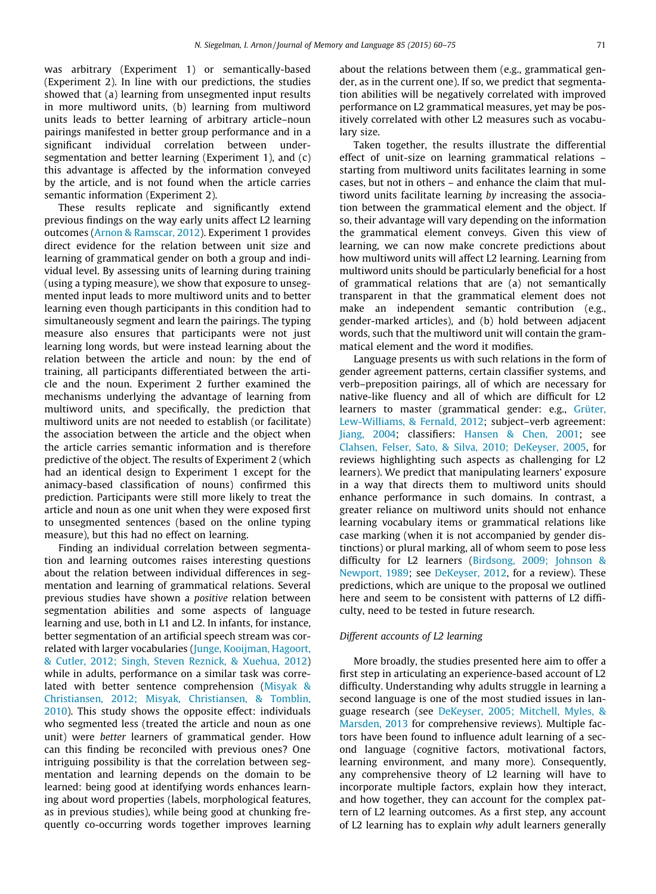was arbitrary (Experiment 1) or semantically-based (Experiment 2). In line with our predictions, the studies showed that (a) learning from unsegmented input results in more multiword units, (b) learning from multiword units leads to better learning of arbitrary article–noun pairings manifested in better group performance and in a significant individual correlation between under-segmentation and better learning (Experiment 1), and (c) this advantage is affected by the information conveyed by the article, and is not found when the article carries semantic information (Experiment 2).

These results replicate and significantly extend previous findings on the way early units affect L2 learning outcomes (Arnon & Ramscar, 2012). Experiment 1 provides direct evidence for the relation between unit size and learning of grammatical gender on both a group and individual level. By assessing units of learning during training (using a typing measure), we show that exposure to unsegmented input leads to more multiword units and to better learning even though participants in this condition had to simultaneously segment and learn the pairings. The typing measure also ensures that participants were not just learning long words, but were instead learning about the relation between the article and noun: by the end of training, all participants differentiated between the article and the noun. Experiment 2 further examined the mechanisms underlying the advantage of learning from multiword units, and specifically, the prediction that multiword units are not needed to establish (or facilitate) the association between the article and the object when the article carries semantic information and is therefore predictive of the object. The results of Experiment 2 (which had an identical design to Experiment 1 except for the animacy-based classification of nouns) confirmed this prediction. Participants were still more likely to treat the article and noun as one unit when they were exposed first to unsegmented sentences (based on the online typing measure), but this had no effect on learning.

Finding an individual correlation between segmentation and learning outcomes raises interesting questions about the relation between individual differences in segmentation and learning of grammatical relations. Several previous studies have shown a *positive* relation between segmentation abilities and some aspects of language learning and use, both in L1 and L2. In infants, for instance, better segmentation of an artificial speech stream was correlated with larger vocabularies (Junge, Kooijman, Hagoort, & Cutler, 2012; Singh, Steven Reznick, & Xuehua, 2012) while in adults, performance on a similar task was correlated with better sentence comprehension (Misyak & Christiansen, 2012; Misyak, Christiansen, & Tomblin, 2010). This study shows the opposite effect: individuals who segmented less (treated the article and noun as one unit) were *better* learners of grammatical gender. How can this finding be reconciled with previous ones? One intriguing possibility is that the correlation between segmentation and learning depends on the domain to be learned: being good at identifying words enhances learning about word properties (labels, morphological features, as in previous studies), while being good at chunking frequently co-occurring words together improves learning about the relations between them (e.g., grammatical gender, as in the current one). If so, we predict that segmentation abilities will be negatively correlated with improved performance on L2 grammatical measures, yet may be positively correlated with other L2 measures such as vocabulary size.

Taken together, the results illustrate the differential effect of unit-size on learning grammatical relations – starting from multiword units facilitates learning in some cases, but not in others – and enhance the claim that multiword units facilitate learning *by* increasing the association between the grammatical element and the object. If so, their advantage will vary depending on the information the grammatical element conveys. Given this view of learning, we can now make concrete predictions about how multiword units will affect L2 learning. Learning from multiword units should be particularly beneficial for a host of grammatical relations that are (a) not semantically transparent in that the grammatical element does not make an independent semantic contribution (e.g., gender-marked articles), and (b) hold between adjacent words, such that the multiword unit will contain the grammatical element and the word it modifies.

Language presents us with such relations in the form of gender agreement patterns, certain classifier systems, and verb–preposition pairings, all of which are necessary for native-like fluency and all of which are difficult for L2 learners to master (grammatical gender: e.g., Grüter, Lew-Williams, & Fernald, 2012; subject–verb agreement: Jiang, 2004; classifiers: Hansen & Chen, 2001; see Clahsen, Felser, Sato, & Silva, 2010; DeKeyser, 2005, for reviews highlighting such aspects as challenging for L2 learners). We predict that manipulating learners' exposure in a way that directs them to multiword units should enhance performance in such domains. In contrast, a greater reliance on multiword units should not enhance learning vocabulary items or grammatical relations like case marking (when it is not accompanied by gender distinctions) or plural marking, all of whom seem to pose less difficulty for L2 learners (Birdsong, 2009; Johnson & Newport, 1989; see DeKeyser, 2012, for a review). These predictions, which are unique to the proposal we outlined here and seem to be consistent with patterns of L2 difficulty, need to be tested in future research.

### *Different accounts of L2 learning*

More broadly, the studies presented here aim to offer a first step in articulating an experience-based account of L2 difficulty. Understanding why adults struggle in learning a second language is one of the most studied issues in language research (see DeKeyser, 2005; Mitchell, Myles, & Marsden, 2013 for comprehensive reviews). Multiple factors have been found to influence adult learning of a second language (cognitive factors, motivational factors, learning environment, and many more). Consequently, any comprehensive theory of L2 learning will have to incorporate multiple factors, explain how they interact, and how together, they can account for the complex pattern of L2 learning outcomes. As a first step, any account of L2 learning has to explain *why* adult learners generally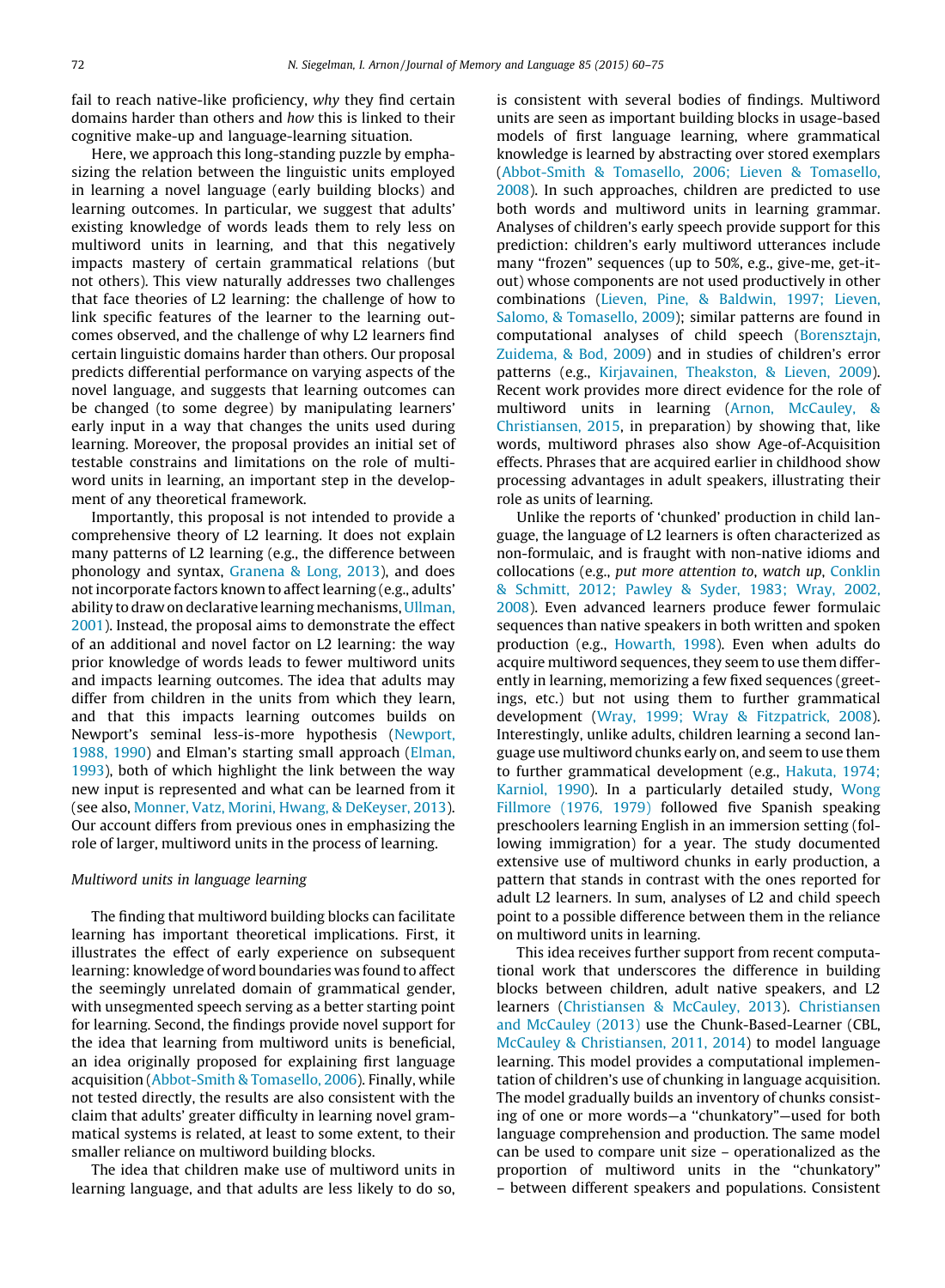fail to reach native-like proficiency, *why* they find certain domains harder than others and *how* this is linked to their cognitive make-up and language-learning situation.

Here, we approach this long-standing puzzle by emphasizing the relation between the linguistic units employed in learning a novel language (early building blocks) and learning outcomes. In particular, we suggest that adults' existing knowledge of words leads them to rely less on multiword units in learning, and that this negatively impacts mastery of certain grammatical relations (but not others). This view naturally addresses two challenges that face theories of L2 learning: the challenge of how to link specific features of the learner to the learning outcomes observed, and the challenge of why L2 learners find certain linguistic domains harder than others. Our proposal predicts differential performance on varying aspects of the novel language, and suggests that learning outcomes can be changed (to some degree) by manipulating learners' early input in a way that changes the units used during learning. Moreover, the proposal provides an initial set of testable constrains and limitations on the role of multiword units in learning, an important step in the development of any theoretical framework.

Importantly, this proposal is not intended to provide a comprehensive theory of L2 learning. It does not explain many patterns of L2 learning (e.g., the difference between phonology and syntax, Granena & Long, 2013), and does not incorporate factors known to affect learning (e.g., adults' ability to draw on declarative learning mechanisms, Ullman, 2001). Instead, the proposal aims to demonstrate the effect of an additional and novel factor on L2 learning: the way prior knowledge of words leads to fewer multiword units and impacts learning outcomes. The idea that adults may differ from children in the units from which they learn, and that this impacts learning outcomes builds on Newport's seminal less-is-more hypothesis (Newport, 1988, 1990) and Elman's starting small approach (Elman, 1993), both of which highlight the link between the way new input is represented and what can be learned from it (see also, Monner, Vatz, Morini, Hwang, & DeKeyser, 2013). Our account differs from previous ones in emphasizing the role of larger, multiword units in the process of learning.

### Multiword units in language learning

The finding that multiword building blocks can facilitate learning has important theoretical implications. First, it illustrates the effect of early experience on subsequent learning: knowledge of word boundaries was found to affect the seemingly unrelated domain of grammatical gender, with unsegmented speech serving as a better starting point for learning. Second, the findings provide novel support for the idea that learning from multiword units is beneficial, an idea originally proposed for explaining first language acquisition (Abbot-Smith & Tomasello, 2006). Finally, while not tested directly, the results are also consistent with the claim that adults' greater difficulty in learning novel grammatical systems is related, at least to some extent, to their smaller reliance on multiword building blocks.

The idea that children make use of multiword units in learning language, and that adults are less likely to do so, is consistent with several bodies of findings. Multiword units are seen as important building blocks in usage-based models of first language learning, where grammatical knowledge is learned by abstracting over stored exemplars (Abbot-Smith & Tomasello, 2006; Lieven & Tomasello, 2008). In such approaches, children are predicted to use both words and multiword units in learning grammar. Analyses of children's early speech provide support for this prediction: children's early multiword utterances include many "frozen" sequences (up to 50%, e.g., give-me, get-it-out) whose components are not used productively in other combinations (Lieven, Pine, & Baldwin, 1997; Lieven, Salomo, & Tomasello, 2009); similar patterns are found in computational analyses of child speech (Borensztajn, Zuidema, & Bod, 2009) and in studies of children's error patterns (e.g., Kirjavainen, Theakston, & Lieven, 2009). Recent work provides more direct evidence for the role of multiword units in learning (Arnon, McCauley, & Christiansen, 2015, in preparation) by showing that, like words, multiword phrases also show Age-of-Acquisition effects. Phrases that are acquired earlier in childhood show processing advantages in adult speakers, illustrating their role as units of learning.

Unlike the reports of 'chunked' production in child language, the language of L2 learners is often characterized as non-formulaic, and is fraught with non-native idioms and collocations (e.g., *put more attention to*, *watch up*, Conklin & Schmitt, 2012; Pawley & Syder, 1983; Wray, 2002, 2008). Even advanced learners produce fewer formulaic sequences than native speakers in both written and spoken production (e.g., Howarth, 1998). Even when adults do acquire multiword sequences, they seem to use them differently in learning, memorizing a few fixed sequences (greetings, etc.) but not using them to further grammatical development (Wray, 1999; Wray & Fitzpatrick, 2008). Interestingly, unlike adults, children learning a second language use multiword chunks early on, and seem to use them to further grammatical development (e.g., Hakuta, 1974; Karniol, 1990). In a particularly detailed study, Wong Fillmore (1976, 1979) followed five Spanish speaking preschoolers learning English in an immersion setting (following immigration) for a year. The study documented extensive use of multiword chunks in early production, a pattern that stands in contrast with the ones reported for adult L2 learners. In sum, analyses of L2 and child speech point to a possible difference between them in the reliance on multiword units in learning.

This idea receives further support from recent computational work that underscores the difference in building blocks between children, adult native speakers, and L2 learners (Christiansen & McCauley, 2013). Christiansen and McCauley (2013) use the Chunk-Based-Learner (CBL, McCauley & Christiansen, 2011, 2014) to model language learning. This model provides a computational implementation of children's use of chunking in language acquisition. The model gradually builds an inventory of chunks consisting of one or more words—a "chunkatory"—used for both language comprehension and production. The same model can be used to compare unit size – operationalized as the proportion of multiword units in the "chunkatory" – between different speakers and populations. Consistent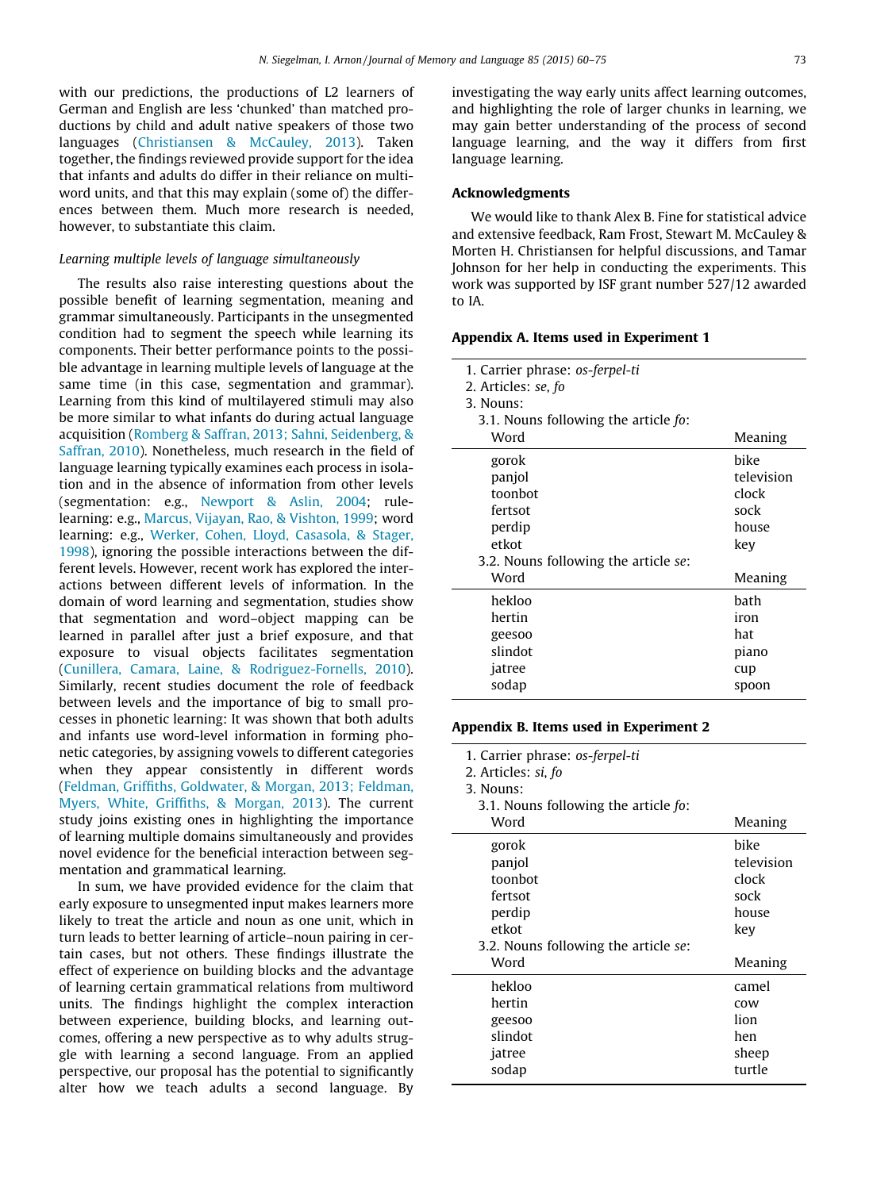with our predictions, the productions of L2 learners of German and English are less 'chunked' than matched productions by child and adult native speakers of those two languages (Christiansen & McCauley, 2013). Taken together, the findings reviewed provide support for the idea that infants and adults do differ in their reliance on multiword units, and that this may explain (some of) the differences between them. Much more research is needed, however, to substantiate this claim.

*Learning multiple levels of language simultaneously*

The results also raise interesting questions about the possible benefit of learning segmentation, meaning and grammar simultaneously. Participants in the unsegmented condition had to segment the speech while learning its components. Their better performance points to the possible advantage in learning multiple levels of language at the same time (in this case, segmentation and grammar). Learning from this kind of multilayered stimuli may also be more similar to what infants do during actual language acquisition (Romberg & Saffran, 2013; Sahni, Seidenberg, & Saffran, 2010). Nonetheless, much research in the field of language learning typically examines each process in isolation and in the absence of information from other levels (segmentation: e.g., Newport & Aslin, 2004; rule-learning: e.g., Marcus, Vijayan, Rao, & Vishton, 1999; word learning: e.g., Werker, Cohen, Lloyd, Casasola, & Stager, 1998), ignoring the possible interactions between the different levels. However, recent work has explored the interactions between different levels of information. In the domain of word learning and segmentation, studies show that segmentation and word–object mapping can be learned in parallel after just a brief exposure, and that exposure to visual objects facilitates segmentation (Cunillera, Camara, Laine, & Rodriguez-Fornells, 2010). Similarly, recent studies document the role of feedback between levels and the importance of big to small processes in phonetic learning: It was shown that both adults and infants use word-level information in forming phonetic categories, by assigning vowels to different categories when they appear consistently in different words (Feldman, Griffiths, Goldwater, & Morgan, 2013; Feldman, Myers, White, Griffiths, & Morgan, 2013). The current study joins existing ones in highlighting the importance of learning multiple domains simultaneously and provides novel evidence for the beneficial interaction between segmentation and grammatical learning.

In sum, we have provided evidence for the claim that early exposure to unsegmented input makes learners more likely to treat the article and noun as one unit, which in turn leads to better learning of article–noun pairing in certain cases, but not others. These findings illustrate the effect of experience on building blocks and the advantage of learning certain grammatical relations from multiword units. The findings highlight the complex interaction between experience, building blocks, and learning outcomes, offering a new perspective as to why adults struggle with learning a second language. From an applied perspective, our proposal has the potential to significantly alter how we teach adults a second language. By investigating the way early units affect learning outcomes, and highlighting the role of larger chunks in learning, we may gain better understanding of the process of second language learning, and the way it differs from first language learning.

## Acknowledgments

We would like to thank Alex B. Fine for statistical advice and extensive feedback, Ram Frost, Stewart M. McCauley & Morten H. Christiansen for helpful discussions, and Tamar Johnson for her help in conducting the experiments. This work was supported by ISF grant number 527/12 awarded to IA.

## Appendix A. Items used in Experiment 1

1. Carrier phrase: *os-ferpel-ti*
2. Articles: *se*, *fo*
3. Nouns:

3.1. Nouns following the article *fo*:

| Word | Meaning |
|---|---|
| gorok | bike |
| panjol | television |
| toonbot | clock |
| fertsot | sock |
| perdip | house |
| etkot | key |

3.2. Nouns following the article *se*:

| Word | Meaning |
|---|---|
| hekloo | bath |
| hertin | iron |
| geesoo | hat |
| slindot | piano |
| jatree | cup |
| sodap | spoon |

## Appendix B. Items used in Experiment 2

1. Carrier phrase: *os-ferpel-ti*
2. Articles: *si*, *fo*
3. Nouns:

3.1. Nouns following the article *fo*:

| Word | Meaning |
|---|---|
| gorok | bike |
| panjol | television |
| toonbot | clock |
| fertsot | sock |
| perdip | house |
| etkot | key |

3.2. Nouns following the article *se*:

| Word | Meaning |
|---|---|
| hekloo | camel |
| hertin | cow |
| geesoo | lion |
| slindot | hen |
| jatree | sheep |
| sodap | turtle |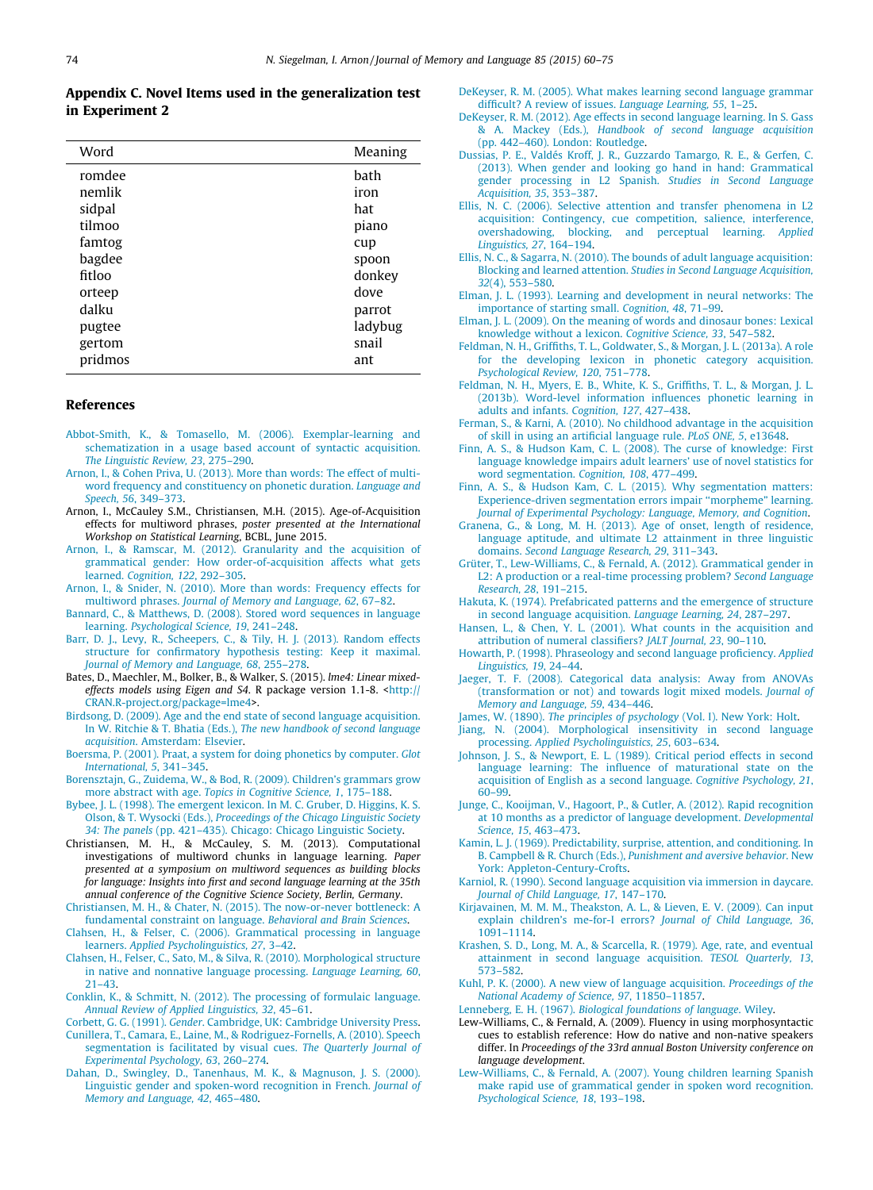## Appendix C. Novel Items used in the generalization test in Experiment 2

| Word | Meaning |
|---|---|
| romdee | bath |
| nemlik | iron |
| sidpal | hat |
| tilmoo | piano |
| famtog | cup |
| bagdee | spoon |
| fitloo | donkey |
| orteep | dove |
| dalku | parrot |
| pugtee | ladybug |
| gertom | snail |
| pridmos | ant |

## References

Abbot-Smith, K., & Tomasello, M. (2006). Exemplar-learning and schematization in a usage based account of syntactic acquisition. *The Linguistic Review, 23*, 275–290.

Arnon, I., & Cohen Priva, U. (2013). More than words: The effect of multi-word frequency and constituency on phonetic duration. *Language and Speech, 56*, 349–373.

Arnon, I., McCauley S.M., Christiansen, M.H. (2015). Age-of-Acquisition effects for multiword phrases, *poster presented at the International Workshop on Statistical Learning*, BCBL, June 2015.

Arnon, I., & Ramscar, M. (2012). Granularity and the acquisition of grammatical gender: How order-of-acquisition affects what gets learned. *Cognition, 122*, 292–305.

Arnon, I., & Snider, N. (2010). More than words: Frequency effects for multiword phrases. *Journal of Memory and Language, 62*, 67–82.

Bannard, C., & Matthews, D. (2008). Stored word sequences in language learning. *Psychological Science, 19*, 241–248.

Barr, D. J., Levy, R., Scheepers, C., & Tily, H. J. (2013). Random effects structure for confirmatory hypothesis testing: Keep it maximal. *Journal of Memory and Language, 68*, 255–278.

Bates, D., Maechler, M., Bolker, B., & Walker, S. (2015). *lme4: Linear mixed-effects models using Eigen and S4*. R package version 1.1-8. <http://CRAN.R-project.org/package=lme4>.

Birdsong, D. (2009). Age and the end state of second language acquisition. In W. Ritchie & T. Bhatia (Eds.), *The new handbook of second language acquisition*. Amsterdam: Elsevier.

Boersma, P. (2001). Praat, a system for doing phonetics by computer. *Glot International, 5*, 341–345.

Borensztajn, G., Zuidema, W., & Bod, R. (2009). Children's grammars grow more abstract with age. *Topics in Cognitive Science, 1*, 175–188.

Bybee, J. L. (1998). The emergent lexicon. In M. C. Gruber, D. Higgins, K. S. Olson, & T. Wysocki (Eds.), *Proceedings of the Chicago Linguistic Society 34: The panels* (pp. 421–435). Chicago: Chicago Linguistic Society.

Christiansen, M. H., & McCauley, S. M. (2013). Computational investigations of multiword chunks in language learning. *Paper presented at a symposium on multiword sequences as building blocks for language: Insights into first and second language learning at the 35th annual conference of the Cognitive Science Society, Berlin, Germany*.

Christiansen, M. H., & Chater, N. (2015). The now-or-never bottleneck: A fundamental constraint on language. *Behavioral and Brain Sciences*.

Clahsen, H., & Felser, C. (2006). Grammatical processing in language learners. *Applied Psycholinguistics, 27*, 3–42.

Clahsen, H., Felser, C., Sato, M., & Silva, R. (2010). Morphological structure in native and nonnative language processing. *Language Learning, 60*, 21–43.

Conklin, K., & Schmitt, N. (2012). The processing of formulaic language. *Annual Review of Applied Linguistics, 32*, 45–61.

Corbett, G. G. (1991). *Gender*. Cambridge, UK: Cambridge University Press.

Cunillera, T., Camara, E., Laine, M., & Rodriguez-Fornells, A. (2010). Speech segmentation is facilitated by visual cues. *The Quarterly Journal of Experimental Psychology, 63*, 260–274.

Dahan, D., Swingley, D., Tanenhaus, M. K., & Magnuson, J. S. (2000). Linguistic gender and spoken-word recognition in French. *Journal of Memory and Language, 42*, 465–480.

DeKeyser, R. M. (2005). What makes learning second language grammar difficult? A review of issues. *Language Learning, 55*, 1–25.

DeKeyser, R. M. (2012). Age effects in second language learning. In S. Gass & A. Mackey (Eds.), *Handbook of second language acquisition* (pp. 442–460). London: Routledge.

Dussias, P. E., Valdés Kroff, J. R., Guzzardo Tamargo, R. E., & Gerfen, C. (2013). When gender and looking go hand in hand: Grammatical gender processing in L2 Spanish. *Studies in Second Language Acquisition, 35*, 353–387.

Ellis, N. C. (2006). Selective attention and transfer phenomena in L2 acquisition: Contingency, cue competition, salience, interference, overshadowing, blocking, and perceptual learning. *Applied Linguistics, 27*, 164–194.

Ellis, N. C., & Sagarra, N. (2010). The bounds of adult language acquisition: Blocking and learned attention. *Studies in Second Language Acquisition, 32*(4), 553–580.

Elman, J. L. (1993). Learning and development in neural networks: The importance of starting small. *Cognition, 48*, 71–99.

Elman, J. L. (2009). On the meaning of words and dinosaur bones: Lexical knowledge without a lexicon. *Cognitive Science, 33*, 547–582.

Feldman, N. H., Griffiths, T. L., Goldwater, S., & Morgan, J. L. (2013a). A role for the developing lexicon in phonetic category acquisition. *Psychological Review, 120*, 751–778.

Feldman, N. H., Myers, E. B., White, K. S., Griffiths, T. L., & Morgan, J. L. (2013b). Word-level information influences phonetic learning in adults and infants. *Cognition, 127*, 427–438.

Ferman, S., & Karni, A. (2010). No childhood advantage in the acquisition of skill in using an artificial language rule. *PLoS ONE, 5*, e13648.

Finn, A. S., & Hudson Kam, C. L. (2008). The curse of knowledge: First language knowledge impairs adult learners' use of novel statistics for word segmentation. *Cognition, 108*, 477–499.

Finn, A. S., & Hudson Kam, C. L. (2015). Why segmentation matters: Experience-driven segmentation errors impair "morpheme" learning. *Journal of Experimental Psychology: Language, Memory, and Cognition*.

Granena, G., & Long, M. H. (2013). Age of onset, length of residence, language aptitude, and ultimate L2 attainment in three linguistic domains. *Second Language Research, 29*, 311–343.

Grüter, T., Lew-Williams, C., & Fernald, A. (2012). Grammatical gender in L2: A production or a real-time processing problem? *Second Language Research, 28*, 191–215.

Hakuta, K. (1974). Prefabricated patterns and the emergence of structure in second language acquisition. *Language Learning, 24*, 287–297.

Hansen, L., & Chen, Y. L. (2001). What counts in the acquisition and attribution of numeral classifiers? *JALT Journal, 23*, 90–110.

Howarth, P. (1998). Phraseology and second language proficiency. *Applied Linguistics, 19*, 24–44.

Jaeger, T. F. (2008). Categorical data analysis: Away from ANOVAs (transformation or not) and towards logit mixed models. *Journal of Memory and Language, 59*, 434–446.

James, W. (1890). *The principles of psychology* (Vol. I). New York: Holt.

Jiang, N. (2004). Morphological insensitivity in second language processing. *Applied Psycholinguistics, 25*, 603–634.

Johnson, J. S., & Newport, E. L. (1989). Critical period effects in second language learning: The influence of maturational state on the acquisition of English as a second language. *Cognitive Psychology, 21*, 60–99.

Junge, C., Kooijman, V., Hagoort, P., & Cutler, A. (2012). Rapid recognition at 10 months as a predictor of language development. *Developmental Science, 15*, 463–473.

Kamin, L. J. (1969). Predictability, surprise, attention, and conditioning. In B. Campbell & R. Church (Eds.), *Punishment and aversive behavior*. New York: Appleton-Century-Crofts.

Karniol, R. (1990). Second language acquisition via immersion in daycare. *Journal of Child Language, 17*, 147–170.

Kirjavainen, M. M. M., Theakston, A. L., & Lieven, E. V. (2009). Can input explain children's me-for-I errors? *Journal of Child Language, 36*, 1091–1114.

Krashen, S. D., Long, M. A., & Scarcella, R. (1979). Age, rate, and eventual attainment in second language acquisition. *TESOL Quarterly, 13*, 573–582.

Kuhl, P. K. (2000). A new view of language acquisition. *Proceedings of the National Academy of Science, 97*, 11850–11857.

Lenneberg, E. H. (1967). *Biological foundations of language*. Wiley.

Lew-Williams, C., & Fernald, A. (2009). Fluency in using morphosyntactic cues to establish reference: How do native and non-native speakers differ. In *Proceedings of the 33rd annual Boston University conference on language development*.

Lew-Williams, C., & Fernald, A. (2007). Young children learning Spanish make rapid use of grammatical gender in spoken word recognition. *Psychological Science, 18*, 193–198.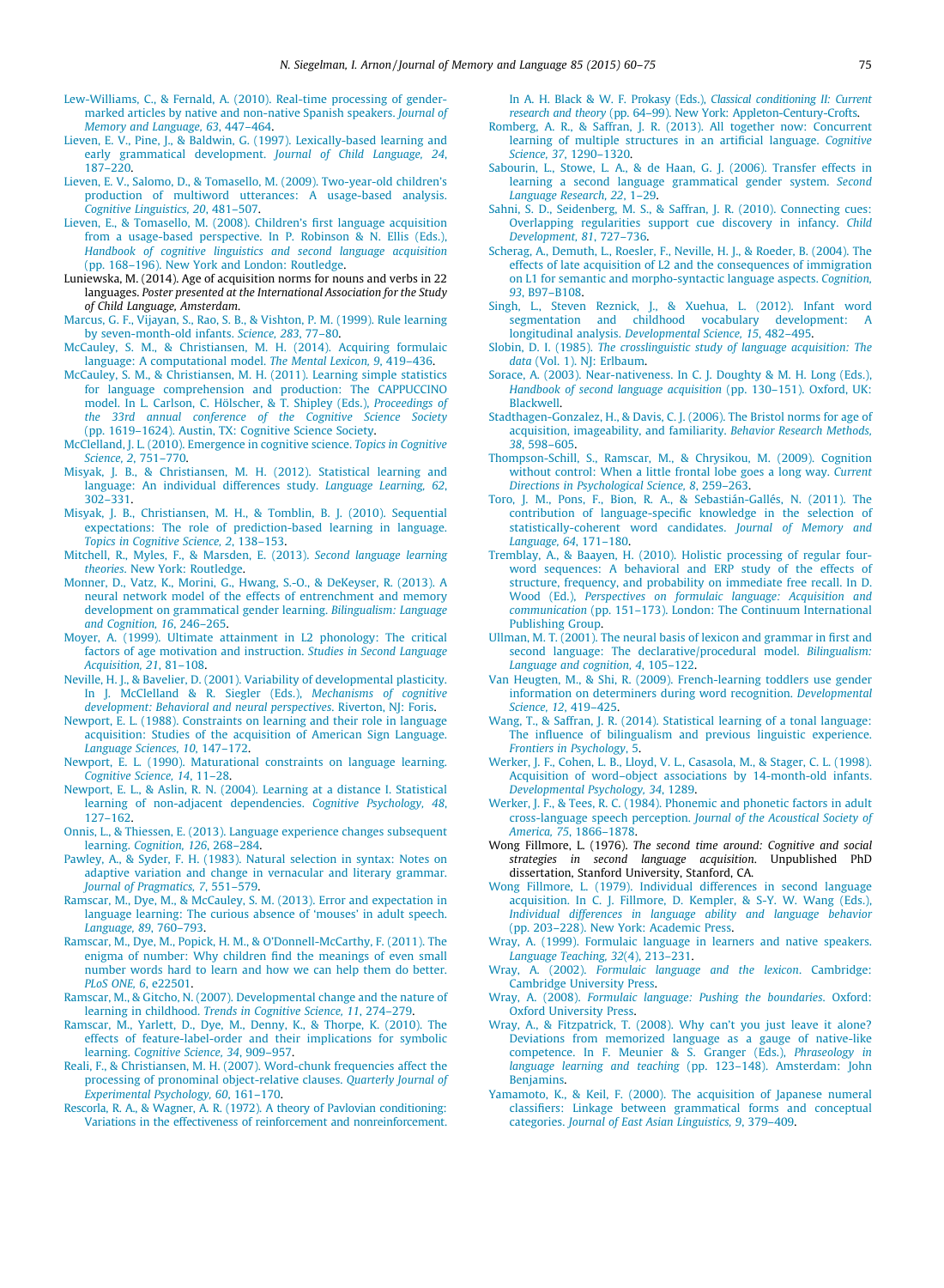Lew-Williams, C., & Fernald, A. (2010). Real-time processing of gender-marked articles by native and non-native Spanish speakers. *Journal of Memory and Language, 63*, 447–464.

Lieven, E. V., Pine, J., & Baldwin, G. (1997). Lexically-based learning and early grammatical development. *Journal of Child Language, 24*, 187–220.

Lieven, E. V., Salomo, D., & Tomasello, M. (2009). Two-year-old children's production of multiword utterances: A usage-based analysis. *Cognitive Linguistics, 20*, 481–507.

Lieven, E., & Tomasello, M. (2008). Children's first language acquisition from a usage-based perspective. In P. Robinson & N. Ellis (Eds.), *Handbook of cognitive linguistics and second language acquisition* (pp. 168–196). New York and London: Routledge.

Luniewska, M. (2014). Age of acquisition norms for nouns and verbs in 22 languages. *Poster presented at the International Association for the Study of Child Language, Amsterdam.*

Marcus, G. F., Vijayan, S., Rao, S. B., & Vishton, P. M. (1999). Rule learning by seven-month-old infants. *Science, 283*, 77–80.

McCauley, S. M., & Christiansen, M. H. (2014). Acquiring formulaic language: A computational model. *The Mental Lexicon, 9*, 419–436.

McCauley, S. M., & Christiansen, M. H. (2011). Learning simple statistics for language comprehension and production: The CAPPUCCINO model. In L. Carlson, C. Hölscher, & T. Shipley (Eds.), *Proceedings of the 33rd annual conference of the Cognitive Science Society* (pp. 1619–1624). Austin, TX: Cognitive Science Society.

McClelland, J. L. (2010). Emergence in cognitive science. *Topics in Cognitive Science, 2*, 751–770.

Misyak, J. B., & Christiansen, M. H. (2012). Statistical learning and language: An individual differences study. *Language Learning, 62*, 302–331.

Misyak, J. B., Christiansen, M. H., & Tomblin, B. J. (2010). Sequential expectations: The role of prediction-based learning in language. *Topics in Cognitive Science, 2*, 138–153.

Mitchell, R., Myles, F., & Marsden, E. (2013). *Second language learning theories*. New York: Routledge.

Monner, D., Vatz, K., Morini, G., Hwang, S.-O., & DeKeyser, R. (2013). A neural network model of the effects of entrenchment and memory development on grammatical gender learning. *Bilingualism: Language and Cognition, 16*, 246–265.

Moyer, A. (1999). Ultimate attainment in L2 phonology: The critical factors of age motivation and instruction. *Studies in Second Language Acquisition, 21*, 81–108.

Neville, H. J., & Bavelier, D. (2001). Variability of developmental plasticity. In J. McClelland & R. Siegler (Eds.), *Mechanisms of cognitive development: Behavioral and neural perspectives*. Riverton, NJ: Foris.

Newport, E. L. (1988). Constraints on learning and their role in language acquisition: Studies of the acquisition of American Sign Language. *Language Sciences, 10*, 147–172.

Newport, E. L. (1990). Maturational constraints on language learning. *Cognitive Science, 14*, 11–28.

Newport, E. L., & Aslin, R. N. (2004). Learning at a distance I. Statistical learning of non-adjacent dependencies. *Cognitive Psychology, 48*, 127–162.

Onnis, L., & Thiessen, E. (2013). Language experience changes subsequent learning. *Cognition, 126*, 268–284.

Pawley, A., & Syder, F. H. (1983). Natural selection in syntax: Notes on adaptive variation and change in vernacular and literary grammar. *Journal of Pragmatics, 7*, 551–579.

Ramscar, M., Dye, M., & McCauley, S. M. (2013). Error and expectation in language learning: The curious absence of 'mouses' in adult speech. *Language, 89*, 760–793.

Ramscar, M., Dye, M., Popick, H. M., & O'Donnell-McCarthy, F. (2011). The enigma of number: Why children find the meanings of even small number words hard to learn and how we can help them do better. *PLoS ONE, 6*, e22501.

Ramscar, M., & Gitcho, N. (2007). Developmental change and the nature of learning in childhood. *Trends in Cognitive Science, 11*, 274–279.

Ramscar, M., Yarlett, D., Dye, M., Denny, K., & Thorpe, K. (2010). The effects of feature-label-order and their implications for symbolic learning. *Cognitive Science, 34*, 909–957.

Reali, F., & Christiansen, M. H. (2007). Word-chunk frequencies affect the processing of pronominal object-relative clauses. *Quarterly Journal of Experimental Psychology, 60*, 161–170.

Rescorla, R. A., & Wagner, A. R. (1972). A theory of Pavlovian conditioning: Variations in the effectiveness of reinforcement and nonreinforcement. In A. H. Black & W. F. Prokasy (Eds.), *Classical conditioning II: Current research and theory* (pp. 64–99). New York: Appleton-Century-Crofts.

Romberg, A. R., & Saffran, J. R. (2013). All together now: Concurrent learning of multiple structures in an artificial language. *Cognitive Science, 37*, 1290–1320.

Sabourin, L., Stowe, L. A., & de Haan, G. J. (2006). Transfer effects in learning a second language grammatical gender system. *Second Language Research, 22*, 1–29.

Sahni, S. D., Seidenberg, M. S., & Saffran, J. R. (2010). Connecting cues: Overlapping regularities support cue discovery in infancy. *Child Development, 81*, 727–736.

Scherag, A., Demuth, L., Roesler, F., Neville, H. J., & Roeder, B. (2004). The effects of late acquisition of L2 and the consequences of immigration on L1 for semantic and morpho-syntactic language aspects. *Cognition, 93*, B97–B108.

Singh, L., Steven Reznick, J., & Xuehua, L. (2012). Infant word segmentation and childhood vocabulary development: A longitudinal analysis. *Developmental Science, 15*, 482–495.

Slobin, D. I. (1985). *The crosslinguistic study of language acquisition: The data* (Vol. 1). NJ: Erlbaum.

Sorace, A. (2003). Near-nativeness. In C. J. Doughty & M. H. Long (Eds.), *Handbook of second language acquisition* (pp. 130–151). Oxford, UK: Blackwell.

Stadthagen-Gonzalez, H., & Davis, C. J. (2006). The Bristol norms for age of acquisition, imageability, and familiarity. *Behavior Research Methods, 38*, 598–605.

Thompson-Schill, S., Ramscar, M., & Chrysikou, M. (2009). Cognition without control: When a little frontal lobe goes a long way. *Current Directions in Psychological Science, 8*, 259–263.

Toro, J. M., Pons, F., Bion, R. A., & Sebastián-Gallés, N. (2011). The contribution of language-specific knowledge in the selection of statistically-coherent word candidates. *Journal of Memory and Language, 64*, 171–180.

Tremblay, A., & Baayen, H. (2010). Holistic processing of regular four-word sequences: A behavioral and ERP study of the effects of structure, frequency, and probability on immediate free recall. In D. Wood (Ed.), *Perspectives on formulaic language: Acquisition and communication* (pp. 151–173). London: The Continuum International Publishing Group.

Ullman, M. T. (2001). The neural basis of lexicon and grammar in first and second language: The declarative/procedural model. *Bilingualism: Language and cognition, 4*, 105–122.

Van Heugten, M., & Shi, R. (2009). French-learning toddlers use gender information on determiners during word recognition. *Developmental Science, 12*, 419–425.

Wang, T., & Saffran, J. R. (2014). Statistical learning of a tonal language: The influence of bilingualism and previous linguistic experience. *Frontiers in Psychology*, 5.

Werker, J. F., Cohen, L. B., Lloyd, V. L., Casasola, M., & Stager, C. L. (1998). Acquisition of word–object associations by 14-month-old infants. *Developmental Psychology, 34*, 1289.

Werker, J. F., & Tees, R. C. (1984). Phonemic and phonetic factors in adult cross-language speech perception. *Journal of the Acoustical Society of America, 75*, 1866–1878.

Wong Fillmore, L. (1976). *The second time around: Cognitive and social strategies in second language acquisition*. Unpublished PhD dissertation, Stanford University, Stanford, CA.

Wong Fillmore, L. (1979). Individual differences in second language acquisition. In C. J. Fillmore, D. Kempler, & S-Y. W. Wang (Eds.), *Individual differences in language ability and language behavior* (pp. 203–228). New York: Academic Press.

Wray, A. (1999). Formulaic language in learners and native speakers. *Language Teaching, 32*(4), 213–231.

Wray, A. (2002). *Formulaic language and the lexicon*. Cambridge: Cambridge University Press.

Wray, A. (2008). *Formulaic language: Pushing the boundaries*. Oxford: Oxford University Press.

Wray, A., & Fitzpatrick, T. (2008). Why can't you just leave it alone? Deviations from memorized language as a gauge of native-like competence. In F. Meunier & S. Granger (Eds.), *Phraseology in language learning and teaching* (pp. 123–148). Amsterdam: John Benjamins.

Yamamoto, K., & Keil, F. (2000). The acquisition of Japanese numeral classifiers: Linkage between grammatical forms and conceptual categories. *Journal of East Asian Linguistics, 9*, 379–409.